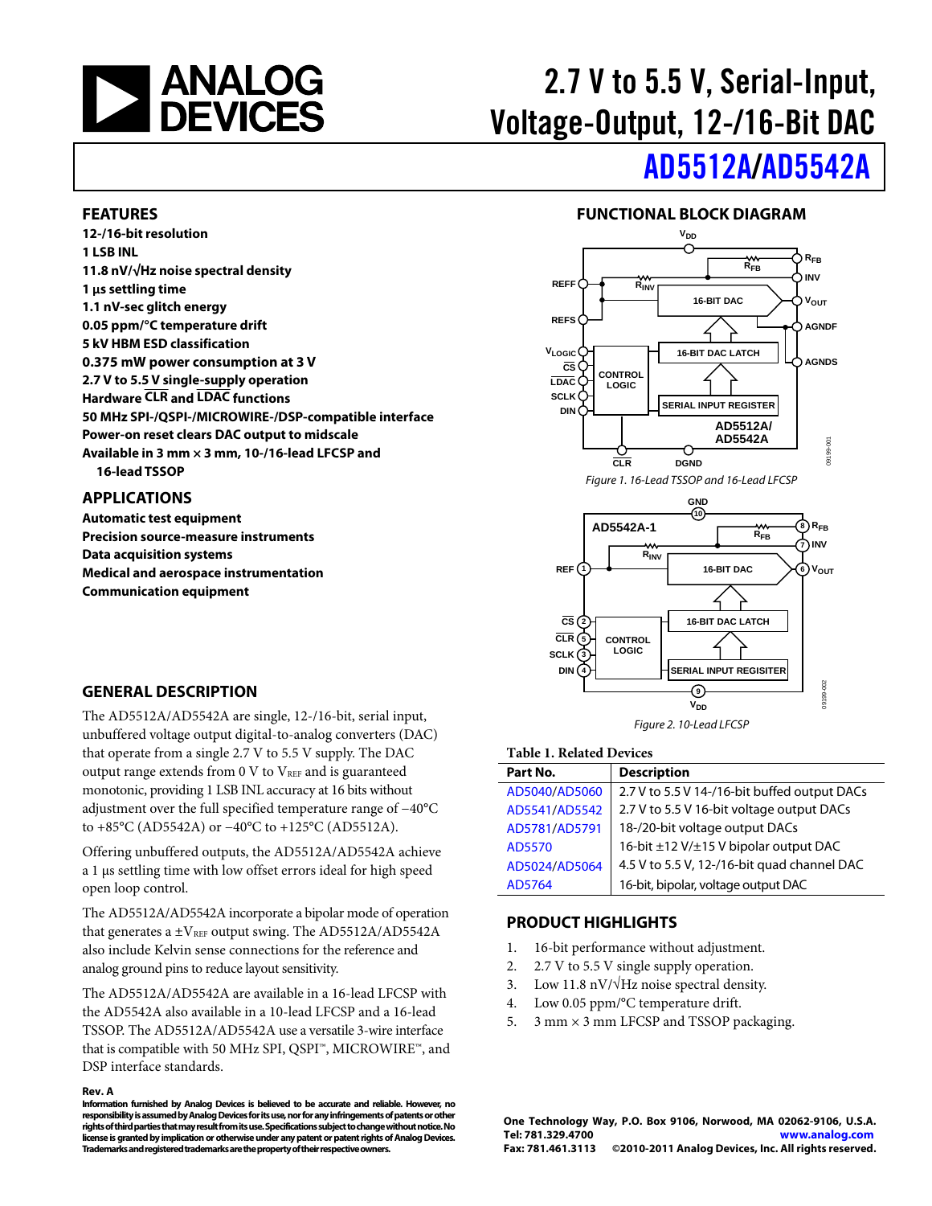# 2.7 V to 5.5 V, Serial-Input, Voltage-Output, 12-/16-Bit DAC

# AD5512A/AD5542A

## FEATURES

**12-/16-bit resolution**
**1 LSB INL**
**11.8 nV/√Hz noise spectral density**
**1 µs settling time**
**1.1 nV-sec glitch energy**
**0.05 ppm/°C temperature drift**
**5 kV HBM ESD classification**
**0.375 mW power consumption at 3 V**
**2.7 V to 5.5 V single-supply operation**
**Hardware CLR and LDAC functions**
**50 MHz SPI-/QSPI-/MICROWIRE-/DSP-compatible interface**
**Power-on reset clears DAC output to midscale**
**Available in 3 mm × 3 mm, 10-/16-lead LFCSP and 16-lead TSSOP**

## APPLICATIONS

**Automatic test equipment**
**Precision source-measure instruments**
**Data acquisition systems**
**Medical and aerospace instrumentation**
**Communication equipment**

## FUNCTIONAL BLOCK DIAGRAM

*Figure 1. 16-Lead TSSOP and 16-Lead LFCSP*

*Figure 2. 10-Lead LFCSP*

## GENERAL DESCRIPTION

The AD5512A/AD5542A are single, 12-/16-bit, serial input, unbuffered voltage output digital-to-analog converters (DAC) that operate from a single 2.7 V to 5.5 V supply. The DAC output range extends from 0 V to $V_{REF}$ and is guaranteed monotonic, providing 1 LSB INL accuracy at 16 bits without adjustment over the full specified temperature range of −40°C to +85°C (AD5542A) or −40°C to +125°C (AD5512A).

Offering unbuffered outputs, the AD5512A/AD5542A achieve a 1 µs settling time with low offset errors ideal for high speed open loop control.

The AD5512A/AD5542A incorporate a bipolar mode of operation that generates a ±$V_{REF}$ output swing. The AD5512A/AD5542A also include Kelvin sense connections for the reference and analog ground pins to reduce layout sensitivity.

The AD5512A/AD5542A are available in a 16-lead LFCSP with the AD5542A also available in a 10-lead LFCSP and a 16-lead TSSOP. The AD5512A/AD5542A use a versatile 3-wire interface that is compatible with 50 MHz SPI, QSPI™, MICROWIRE™, and DSP interface standards.

**Table 1. Related Devices**

| Part No. | Description |
|---|---|
| AD5040/AD5060 | 2.7 V to 5.5 V 14-/16-bit buffed output DACs |
| AD5541/AD5542 | 2.7 V to 5.5 V 16-bit voltage output DACs |
| AD5781/AD5791 | 18-/20-bit voltage output DACs |
| AD5570 | 16-bit ±12 V/±15 V bipolar output DAC |
| AD5024/AD5064 | 4.5 V to 5.5 V, 12-/16-bit quad channel DAC |
| AD5764 | 16-bit, bipolar, voltage output DAC |

## PRODUCT HIGHLIGHTS

1. 16-bit performance without adjustment.
2. 2.7 V to 5.5 V single supply operation.
3. Low 11.8 nV/√Hz noise spectral density.
4. Low 0.05 ppm/°C temperature drift.
5. 3 mm × 3 mm LFCSP and TSSOP packaging.

**Rev. A**

**Information furnished by Analog Devices is believed to be accurate and reliable. However, no responsibility is assumed by Analog Devices for its use, nor for any infringements of patents or other rights of third parties that may result from its use. Specifications subject to change without notice. No license is granted by implication or otherwise under any patent or patent rights of Analog Devices. Trademarks and registered trademarks are the property of their respective owners.**

**One Technology Way, P.O. Box 9106, Norwood, MA 02062-9106, U.S.A.**
**Tel: 781.329.4700 www.analog.com**
**Fax: 781.461.3113 ©2010-2011 Analog Devices, Inc. All rights reserved.**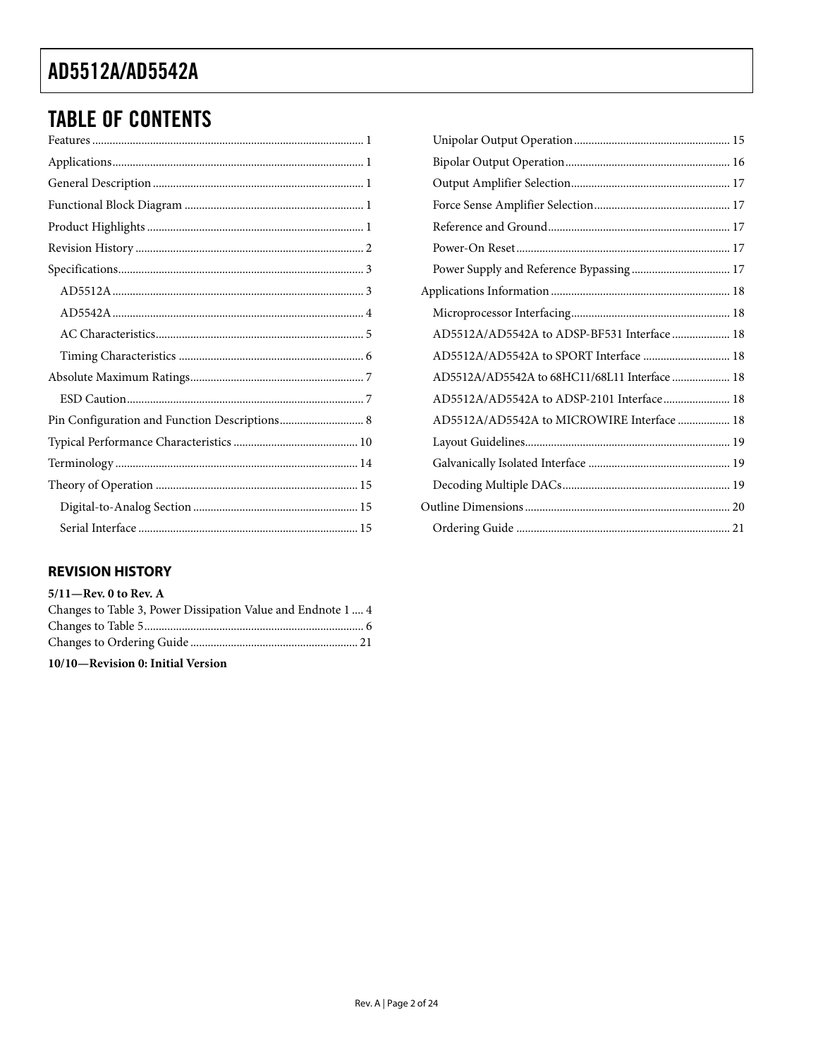## TABLE OF CONTENTS

Features ... 1
Applications ... 1
General Description ... 1
Functional Block Diagram ... 1
Product Highlights ... 1
Revision History ... 2
Specifications ... 3
- AD5512A ... 3
- AD5542A ... 4
- AC Characteristics ... 5
- Timing Characteristics ... 6

Absolute Maximum Ratings ... 7
- ESD Caution ... 7

Pin Configuration and Function Descriptions ... 8
Typical Performance Characteristics ... 10
Terminology ... 14
Theory of Operation ... 15
- Digital-to-Analog Section ... 15
- Serial Interface ... 15
- Unipolar Output Operation ... 15
- Bipolar Output Operation ... 16
- Output Amplifier Selection ... 17
- Force Sense Amplifier Selection ... 17
- Reference and Ground ... 17
- Power-On Reset ... 17
- Power Supply and Reference Bypassing ... 17

Applications Information ... 18
- Microprocessor Interfacing ... 18
- AD5512A/AD5542A to ADSP-BF531 Interface ... 18
- AD5512A/AD5542A to SPORT Interface ... 18
- AD5512A/AD5542A to 68HC11/68L11 Interface ... 18
- AD5512A/AD5542A to ADSP-2101 Interface ... 18
- AD5512A/AD5542A to MICROWIRE Interface ... 18
- Layout Guidelines ... 19
- Galvanically Isolated Interface ... 19
- Decoding Multiple DACs ... 19

Outline Dimensions ... 20
- Ordering Guide ... 21

### REVISION HISTORY

**5/11—Rev. 0 to Rev. A**

Changes to Table 3, Power Dissipation Value and Endnote 1 ... 4
Changes to Table 5 ... 6
Changes to Ordering Guide ... 21

**10/10—Revision 0: Initial Version**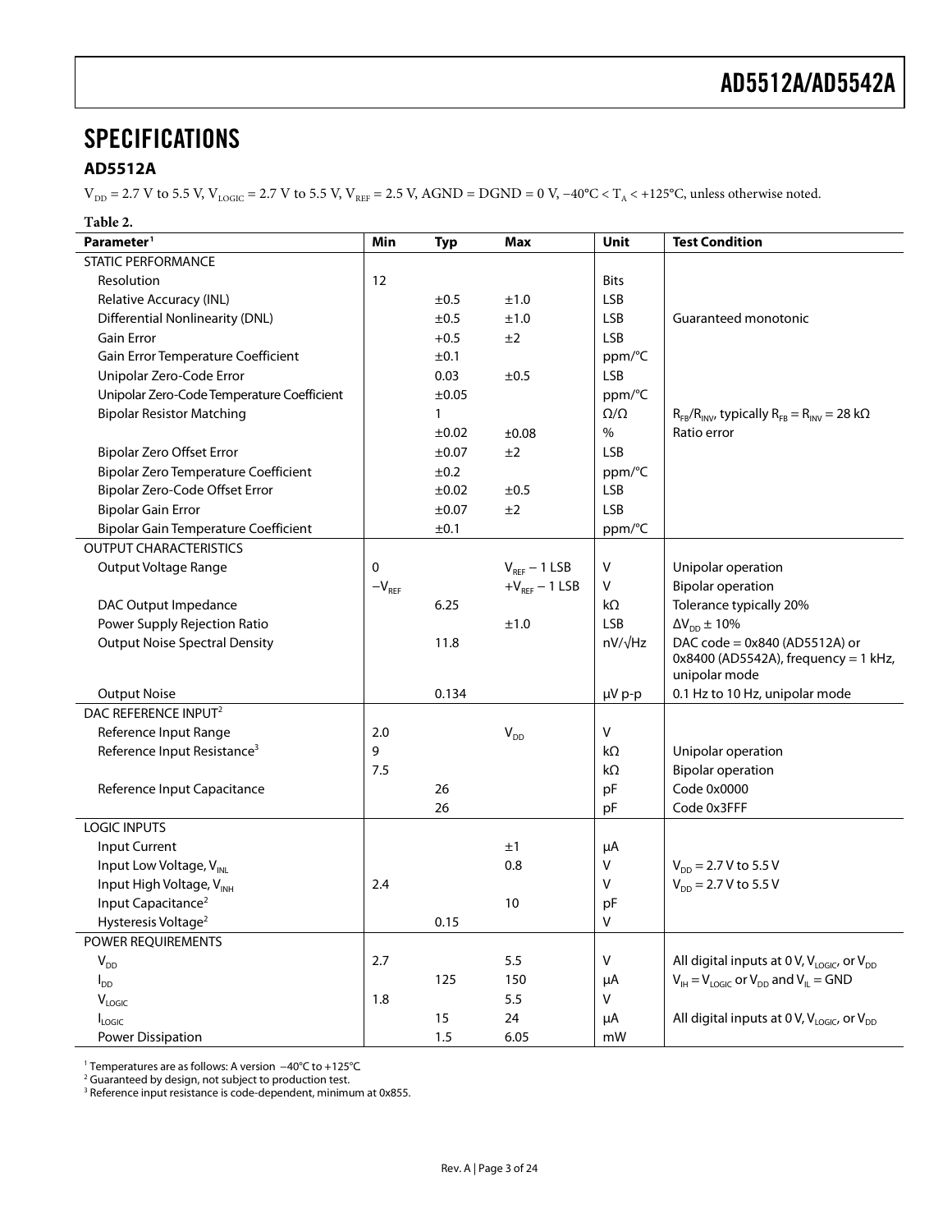# SPECIFICATIONS

## AD5512A

$V_{DD}$ = 2.7 V to 5.5 V, $V_{LOGIC}$ = 2.7 V to 5.5 V, $V_{REF}$ = 2.5 V, AGND = DGND = 0 V, −40°C < $T_A$ < +125°C, unless otherwise noted.

**Table 2.**

| Parameter[1] | Min | Typ | Max | Unit | Test Condition |
|---|---|---|---|---|---|
| STATIC PERFORMANCE | | | | | |
| Resolution | 12 | | | Bits | |
| Relative Accuracy (INL) | | ±0.5 | ±1.0 | LSB | |
| Differential Nonlinearity (DNL) | | ±0.5 | ±1.0 | LSB | Guaranteed monotonic |
| Gain Error | | +0.5 | ±2 | LSB | |
| Gain Error Temperature Coefficient | | ±0.1 | | ppm/°C | |
| Unipolar Zero-Code Error | | 0.03 | ±0.5 | LSB | |
| Unipolar Zero-Code Temperature Coefficient | | ±0.05 | | ppm/°C | |
| Bipolar Resistor Matching | | 1 | | Ω/Ω | $R_{FB}/R_{INV}$, typically $R_{FB}$ = $R_{INV}$ = 28 kΩ |
| | | ±0.02 | ±0.08 | % | Ratio error |
| Bipolar Zero Offset Error | | ±0.07 | ±2 | LSB | |
| Bipolar Zero Temperature Coefficient | | ±0.2 | | ppm/°C | |
| Bipolar Zero-Code Offset Error | | ±0.02 | ±0.5 | LSB | |
| Bipolar Gain Error | | ±0.07 | ±2 | LSB | |
| Bipolar Gain Temperature Coefficient | | ±0.1 | | ppm/°C | |
| OUTPUT CHARACTERISTICS | | | | | |
| Output Voltage Range | 0 | | $V_{REF}$ − 1 LSB | V | Unipolar operation |
| | $-V_{REF}$ | | $+V_{REF}$ − 1 LSB | V | Bipolar operation |
| DAC Output Impedance | | 6.25 | | kΩ | Tolerance typically 20% |
| Power Supply Rejection Ratio | | | ±1.0 | LSB | $\Delta V_{DD}$ ± 10% |
| Output Noise Spectral Density | | 11.8 | | nV/√Hz | DAC code = 0x840 (AD5512A) or 0x8400 (AD5542A), frequency = 1 kHz, unipolar mode |
| Output Noise | | 0.134 | | μV p-p | 0.1 Hz to 10 Hz, unipolar mode |
| DAC REFERENCE INPUT[2] | | | | | |
| Reference Input Range | 2.0 | | $V_{DD}$ | V | |
| Reference Input Resistance[3] | 9 | | | kΩ | Unipolar operation |
| | 7.5 | | | kΩ | Bipolar operation |
| Reference Input Capacitance | | 26 | | pF | Code 0x0000 |
| | | 26 | | pF | Code 0x3FFF |
| LOGIC INPUTS | | | | | |
| Input Current | | | ±1 | μA | |
| Input Low Voltage, $V_{INL}$ | | | 0.8 | V | $V_{DD}$ = 2.7 V to 5.5 V |
| Input High Voltage, $V_{INH}$ | 2.4 | | | V | $V_{DD}$ = 2.7 V to 5.5 V |
| Input Capacitance[2] | | | 10 | pF | |
| Hysteresis Voltage[2] | | 0.15 | | V | |
| POWER REQUIREMENTS | | | | | |
| $V_{DD}$ | 2.7 | | 5.5 | V | All digital inputs at 0 V, $V_{LOGIC}$, or $V_{DD}$ |
| $I_{DD}$ | | 125 | 150 | μA | $V_{IH}$ = $V_{LOGIC}$ or $V_{DD}$ and $V_{IL}$ = GND |
| $V_{LOGIC}$ | 1.8 | | 5.5 | V | |
| $I_{LOGIC}$ | | 15 | 24 | μA | All digital inputs at 0 V, $V_{LOGIC}$, or $V_{DD}$ |
| Power Dissipation | | 1.5 | 6.05 | mW | |

[1] Temperatures are as follows: A version −40°C to +125°C.
[2] Guaranteed by design, not subject to production test.
[3] Reference input resistance is code-dependent, minimum at 0x855.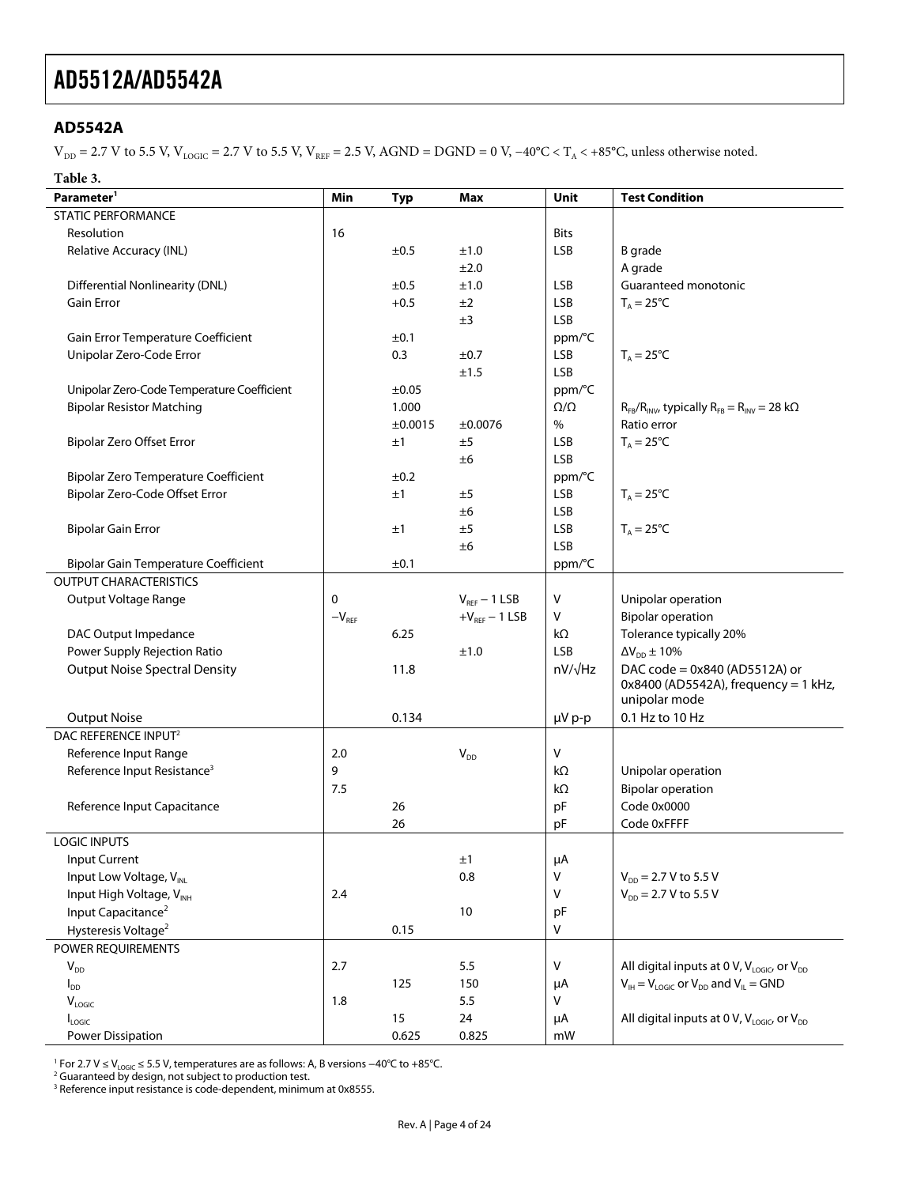## AD5542A

$V_{DD}$ = 2.7 V to 5.5 V, $V_{LOGIC}$ = 2.7 V to 5.5 V, $V_{REF}$ = 2.5 V, AGND = DGND = 0 V, −40°C < $T_A$ < +85°C, unless otherwise noted.

**Table 3.**

| Parameter[1] | Min | Typ | Max | Unit | Test Condition |
|---|---|---|---|---|---|
| STATIC PERFORMANCE | | | | | |
| Resolution | 16 | | | Bits | |
| Relative Accuracy (INL) | | ±0.5 | ±1.0 | LSB | B grade |
| | | | ±2.0 | | A grade |
| Differential Nonlinearity (DNL) | | ±0.5 | ±1.0 | LSB | Guaranteed monotonic |
| Gain Error | | +0.5 | ±2 | LSB | $T_A$ = 25°C |
| | | | ±3 | LSB | |
| Gain Error Temperature Coefficient | | ±0.1 | | ppm/°C | |
| Unipolar Zero-Code Error | | 0.3 | ±0.7 | LSB | $T_A$ = 25°C |
| | | | ±1.5 | LSB | |
| Unipolar Zero-Code Temperature Coefficient | | ±0.05 | | ppm/°C | |
| Bipolar Resistor Matching | | 1.000 | | Ω/Ω | $R_{FB}/R_{INV}$, typically $R_{FB}$ = $R_{INV}$ = 28 kΩ |
| | | ±0.0015 | ±0.0076 | % | Ratio error |
| Bipolar Zero Offset Error | | ±1 | ±5 | LSB | $T_A$ = 25°C |
| | | | ±6 | LSB | |
| Bipolar Zero Temperature Coefficient | | ±0.2 | | ppm/°C | |
| Bipolar Zero-Code Offset Error | | ±1 | ±5 | LSB | $T_A$ = 25°C |
| | | | ±6 | LSB | |
| Bipolar Gain Error | | ±1 | ±5 | LSB | $T_A$ = 25°C |
| | | | ±6 | LSB | |
| Bipolar Gain Temperature Coefficient | | ±0.1 | | ppm/°C | |
| OUTPUT CHARACTERISTICS | | | | | |
| Output Voltage Range | 0 | | $V_{REF}$ − 1 LSB | V | Unipolar operation |
| | $-V_{REF}$ | | $+V_{REF}$ − 1 LSB | V | Bipolar operation |
| DAC Output Impedance | | 6.25 | | kΩ | Tolerance typically 20% |
| Power Supply Rejection Ratio | | | ±1.0 | LSB | $\Delta V_{DD}$ ± 10% |
| Output Noise Spectral Density | | 11.8 | | nV/√Hz | DAC code = 0x840 (AD5512A) or 0x8400 (AD5542A), frequency = 1 kHz, unipolar mode |
| Output Noise | | 0.134 | | µV p-p | 0.1 Hz to 10 Hz |
| DAC REFERENCE INPUT[2] | | | | | |
| Reference Input Range | 2.0 | | $V_{DD}$ | V | |
| Reference Input Resistance[3] | 9 | | | kΩ | Unipolar operation |
| | 7.5 | | | kΩ | Bipolar operation |
| Reference Input Capacitance | | 26 | | pF | Code 0x0000 |
| | | 26 | | pF | Code 0xFFFF |
| LOGIC INPUTS | | | | | |
| Input Current | | | ±1 | µA | |
| Input Low Voltage, $V_{INL}$ | | | 0.8 | V | $V_{DD}$ = 2.7 V to 5.5 V |
| Input High Voltage, $V_{INH}$ | 2.4 | | | V | $V_{DD}$ = 2.7 V to 5.5 V |
| Input Capacitance[2] | | | 10 | pF | |
| Hysteresis Voltage[2] | | 0.15 | | V | |
| POWER REQUIREMENTS | | | | | |
| $V_{DD}$ | 2.7 | | 5.5 | V | All digital inputs at 0 V, $V_{LOGIC}$, or $V_{DD}$ |
| $I_{DD}$ | | 125 | 150 | µA | $V_{IH}$ = $V_{LOGIC}$ or $V_{DD}$ and $V_{IL}$ = GND |
| $V_{LOGIC}$ | 1.8 | | 5.5 | V | |
| $I_{LOGIC}$ | | 15 | 24 | µA | All digital inputs at 0 V, $V_{LOGIC}$, or $V_{DD}$ |
| Power Dissipation | | 0.625 | 0.825 | mW | |

[1] For 2.7 V ≤ $V_{LOGIC}$ ≤ 5.5 V, temperatures are as follows: A, B versions −40°C to +85°C.
[2] Guaranteed by design, not subject to production test.
[3] Reference input resistance is code-dependent, minimum at 0x8555.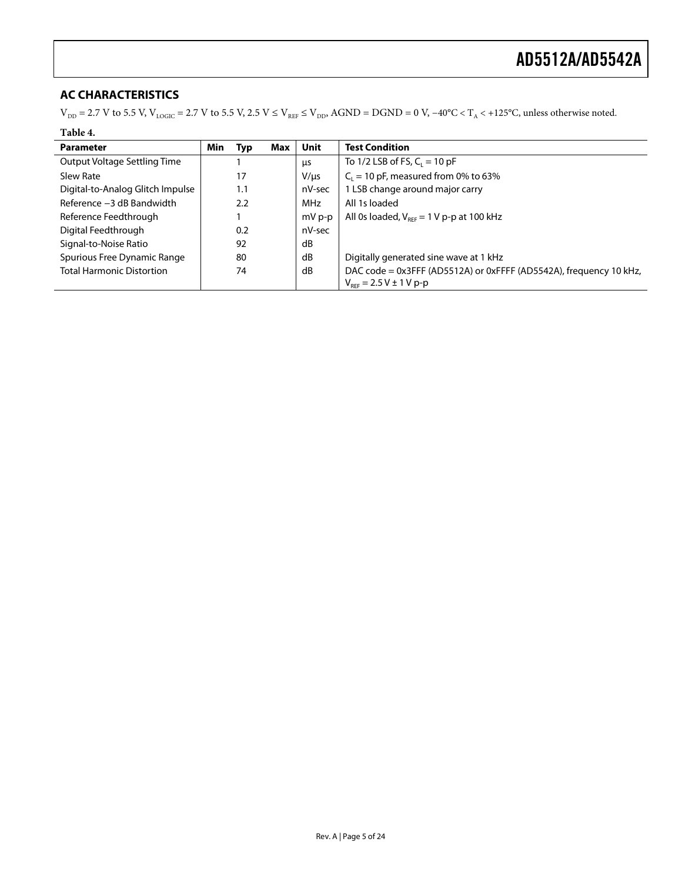## AC CHARACTERISTICS

$V_{DD}$ = 2.7 V to 5.5 V, $V_{LOGIC}$ = 2.7 V to 5.5 V, 2.5 V ≤ $V_{REF}$ ≤ $V_{DD}$, AGND = DGND = 0 V, −40°C < $T_A$ < +125°C, unless otherwise noted.

**Table 4.**

| Parameter | Min | Typ | Max | Unit | Test Condition |
|---|---|---|---|---|---|
| Output Voltage Settling Time | | 1 | | µs | To 1/2 LSB of FS, $C_L$ = 10 pF |
| Slew Rate | | 17 | | V/µs | $C_L$ = 10 pF, measured from 0% to 63% |
| Digital-to-Analog Glitch Impulse | | 1.1 | | nV-sec | 1 LSB change around major carry |
| Reference −3 dB Bandwidth | | 2.2 | | MHz | All 1s loaded |
| Reference Feedthrough | | 1 | | mV p-p | All 0s loaded, $V_{REF}$ = 1 V p-p at 100 kHz |
| Digital Feedthrough | | 0.2 | | nV-sec | |
| Signal-to-Noise Ratio | | 92 | | dB | |
| Spurious Free Dynamic Range | | 80 | | dB | Digitally generated sine wave at 1 kHz |
| Total Harmonic Distortion | | 74 | | dB | DAC code = 0x3FFF (AD5512A) or 0xFFFF (AD5542A), frequency 10 kHz, $V_{REF}$ = 2.5 V ± 1 V p-p |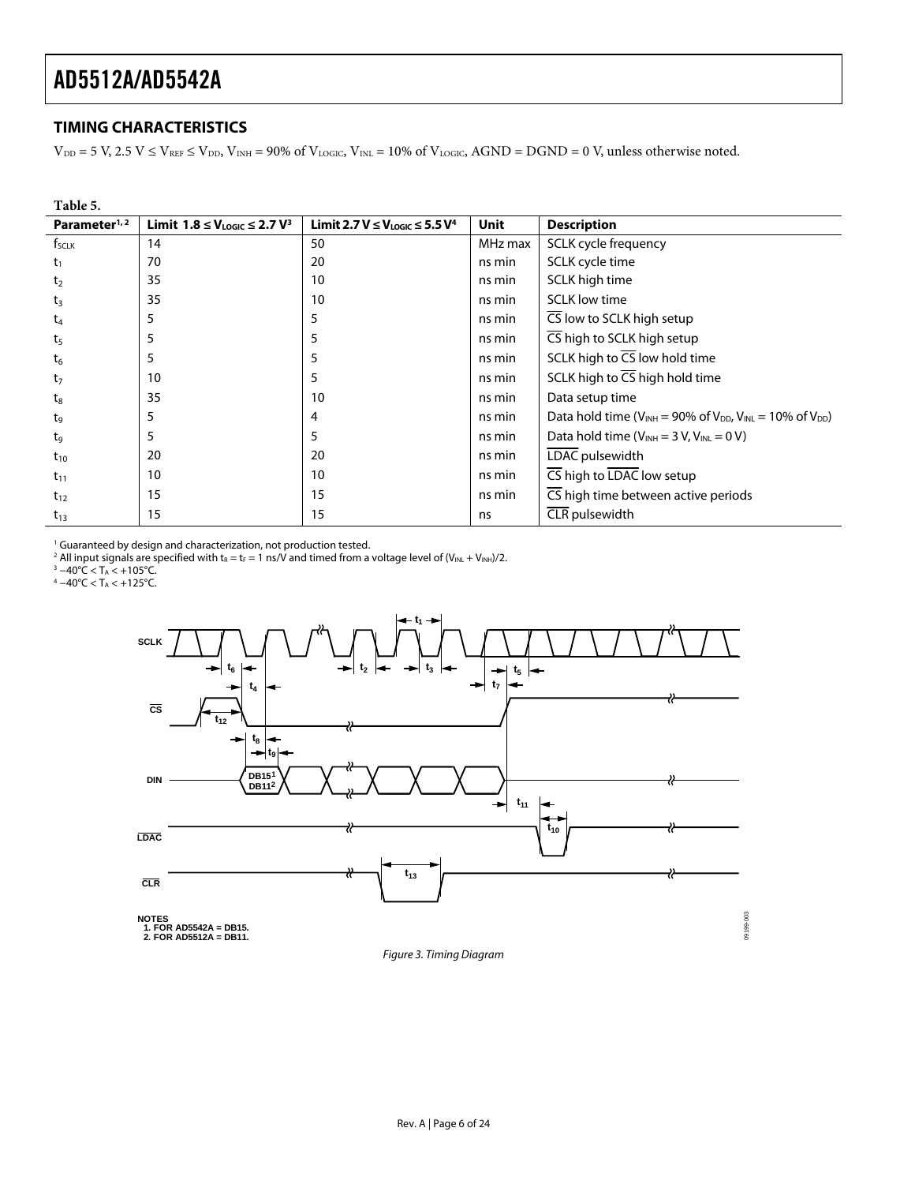## TIMING CHARACTERISTICS

$V_{DD}$ = 5 V, 2.5 V ≤ $V_{REF}$ ≤ $V_{DD}$, $V_{INH}$ = 90% of $V_{LOGIC}$, $V_{INL}$ = 10% of $V_{LOGIC}$, AGND = DGND = 0 V, unless otherwise noted.

**Table 5.**

| Parameter[1, 2] | Limit 1.8 ≤ $V_{LOGIC}$ ≤ 2.7 V[3] | Limit 2.7 V ≤ $V_{LOGIC}$ ≤ 5.5 V[4] | Unit | Description |
|---|---|---|---|---|
| $f_{SCLK}$ | 14 | 50 | MHz max | SCLK cycle frequency |
| $t_1$ | 70 | 20 | ns min | SCLK cycle time |
| $t_2$ | 35 | 10 | ns min | SCLK high time |
| $t_3$ | 35 | 10 | ns min | SCLK low time |
| $t_4$ | 5 | 5 | ns min | $\overline{CS}$ low to SCLK high setup |
| $t_5$ | 5 | 5 | ns min | $\overline{CS}$ high to SCLK high setup |
| $t_6$ | 5 | 5 | ns min | SCLK high to $\overline{CS}$ low hold time |
| $t_7$ | 10 | 5 | ns min | SCLK high to $\overline{CS}$ high hold time |
| $t_8$ | 35 | 10 | ns min | Data setup time |
| $t_9$ | 5 | 4 | ns min | Data hold time ($V_{INH}$ = 90% of $V_{DD}$, $V_{INL}$ = 10% of $V_{DD}$) |
| $t_9$ | 5 | 5 | ns min | Data hold time ($V_{INH}$ = 3 V, $V_{INL}$ = 0 V) |
| $t_{10}$ | 20 | 20 | ns min | $\overline{LDAC}$ pulsewidth |
| $t_{11}$ | 10 | 10 | ns min | $\overline{CS}$ high to $\overline{LDAC}$ low setup |
| $t_{12}$ | 15 | 15 | ns min | $\overline{CS}$ high time between active periods |
| $t_{13}$ | 15 | 15 | ns | $\overline{CLR}$ pulsewidth |

[1] Guaranteed by design and characterization, not production tested.
[2] All input signals are specified with $t_R = t_F$ = 1 ns/V and timed from a voltage level of ($V_{INL}$ + $V_{INH}$)/2.
[3] −40°C < $T_A$ < +105°C.
[4] −40°C < $T_A$ < +125°C.

NOTES
1. FOR AD5542A = DB15.
2. FOR AD5512A = DB11.

*Figure 3. Timing Diagram*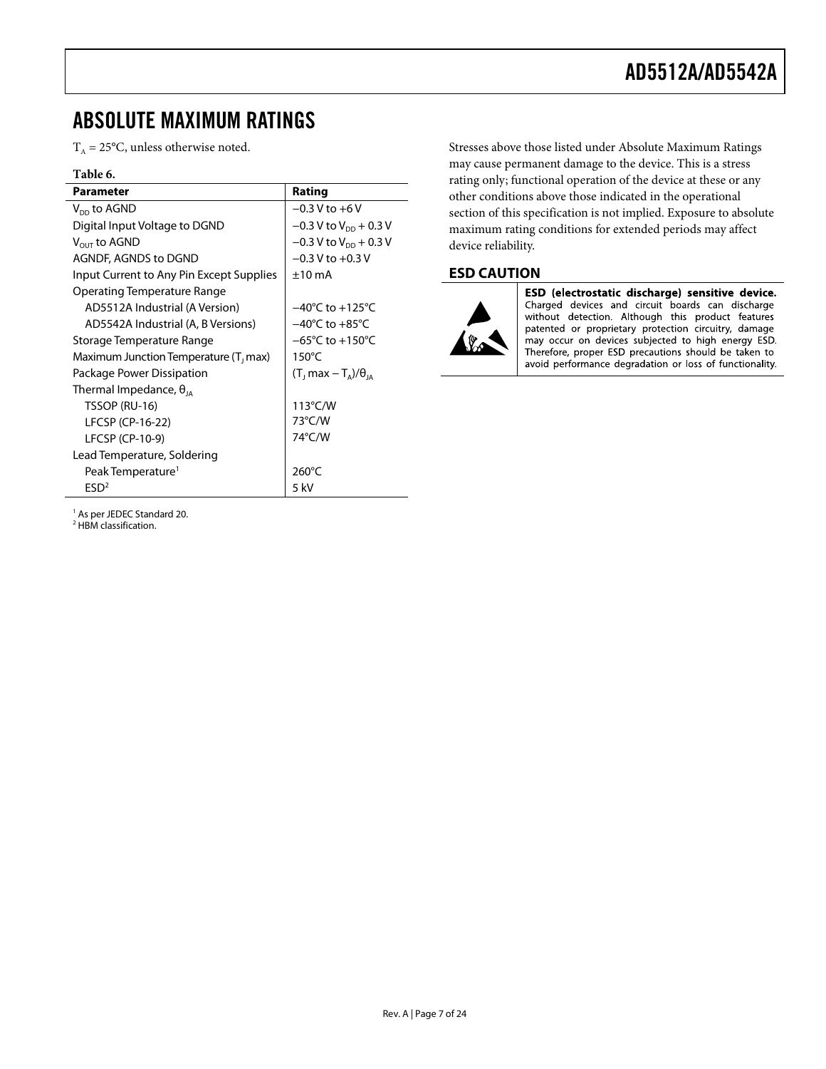# ABSOLUTE MAXIMUM RATINGS

$T_A$ = 25°C, unless otherwise noted.

**Table 6.**

| Parameter | Rating |
|---|---|
| $V_{DD}$ to AGND | −0.3 V to +6 V |
| Digital Input Voltage to DGND | −0.3 V to $V_{DD}$ + 0.3 V |
| $V_{OUT}$ to AGND | −0.3 V to $V_{DD}$ + 0.3 V |
| AGNDF, AGNDS to DGND | −0.3 V to +0.3 V |
| Input Current to Any Pin Except Supplies | ±10 mA |
| Operating Temperature Range | |
| AD5512A Industrial (A Version) | −40°C to +125°C |
| AD5542A Industrial (A, B Versions) | −40°C to +85°C |
| Storage Temperature Range | −65°C to +150°C |
| Maximum Junction Temperature ($T_J$ max) | 150°C |
| Package Power Dissipation | $(T_J \max - T_A)/\theta_{JA}$ |
| Thermal Impedance, $\theta_{JA}$ | |
| TSSOP (RU-16) | 113°C/W |
| LFCSP (CP-16-22) | 73°C/W |
| LFCSP (CP-10-9) | 74°C/W |
| Lead Temperature, Soldering | |
| Peak Temperature[1] | 260°C |
| ESD[2] | 5 kV |

[1] As per JEDEC Standard 20.
[2] HBM classification.

Stresses above those listed under Absolute Maximum Ratings may cause permanent damage to the device. This is a stress rating only; functional operation of the device at these or any other conditions above those indicated in the operational section of this specification is not implied. Exposure to absolute maximum rating conditions for extended periods may affect device reliability.

## ESD CAUTION

**ESD (electrostatic discharge) sensitive device.** Charged devices and circuit boards can discharge without detection. Although this product features patented or proprietary protection circuitry, damage may occur on devices subjected to high energy ESD. Therefore, proper ESD precautions should be taken to avoid performance degradation or loss of functionality.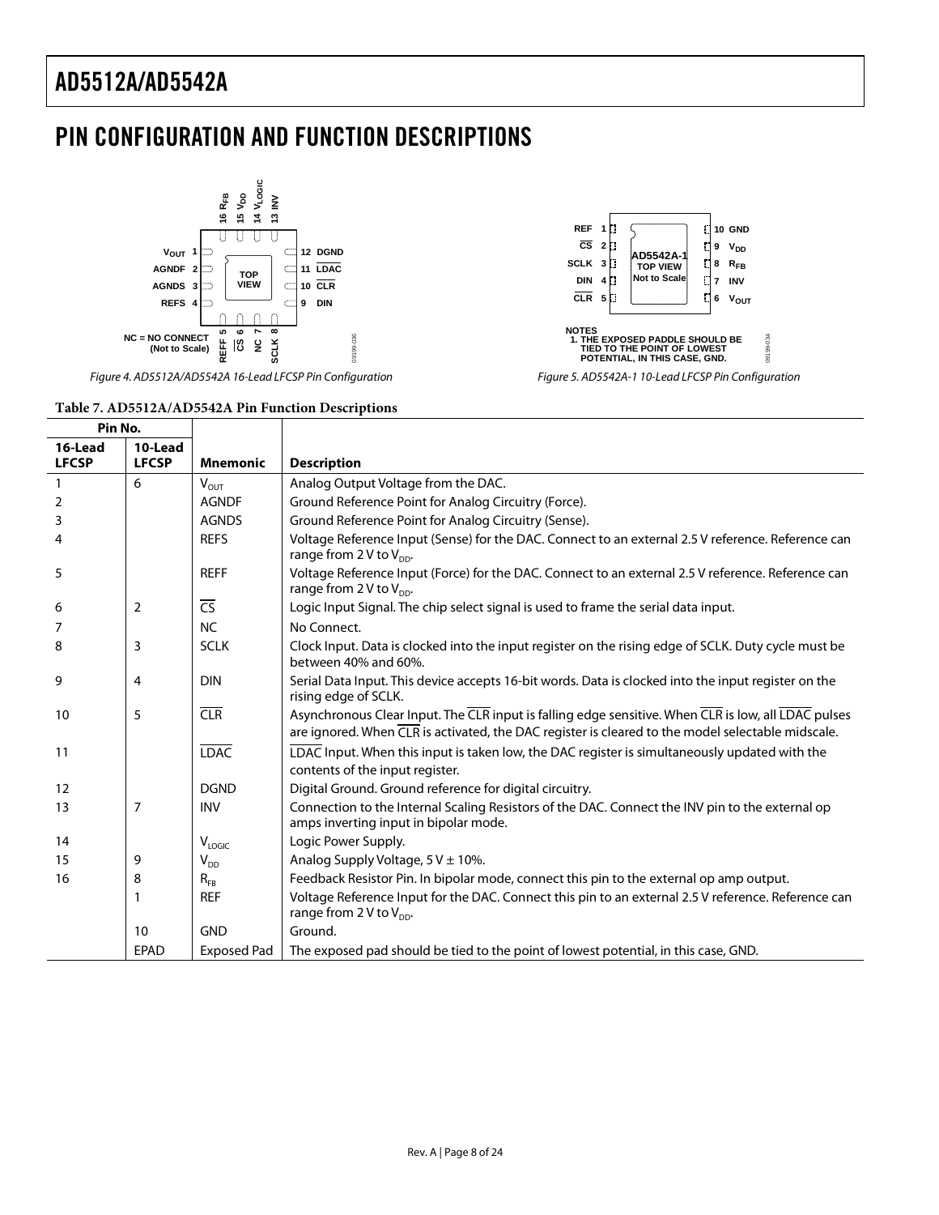# PIN CONFIGURATION AND FUNCTION DESCRIPTIONS

Figure 4. AD5512A/AD5542A 16-Lead LFCSP Pin Configuration

Figure 5. AD5542A-1 10-Lead LFCSP Pin Configuration

**Table 7. AD5512A/AD5542A Pin Function Descriptions**

| Pin No. | | | |
|---|---|---|---|
| **16-Lead LFCSP** | **10-Lead LFCSP** | **Mnemonic** | **Description** |
| 1 | 6 | $V_{OUT}$ | Analog Output Voltage from the DAC. |
| 2 | | AGNDF | Ground Reference Point for Analog Circuitry (Force). |
| 3 | | AGNDS | Ground Reference Point for Analog Circuitry (Sense). |
| 4 | | REFS | Voltage Reference Input (Sense) for the DAC. Connect to an external 2.5 V reference. Reference can range from 2 V to $V_{DD}$. |
| 5 | | REFF | Voltage Reference Input (Force) for the DAC. Connect to an external 2.5 V reference. Reference can range from 2 V to $V_{DD}$. |
| 6 | 2 | $\overline{CS}$ | Logic Input Signal. The chip select signal is used to frame the serial data input. |
| 7 | | NC | No Connect. |
| 8 | 3 | SCLK | Clock Input. Data is clocked into the input register on the rising edge of SCLK. Duty cycle must be between 40% and 60%. |
| 9 | 4 | DIN | Serial Data Input. This device accepts 16-bit words. Data is clocked into the input register on the rising edge of SCLK. |
| 10 | 5 | $\overline{CLR}$ | Asynchronous Clear Input. The $\overline{CLR}$ input is falling edge sensitive. When $\overline{CLR}$ is low, all $\overline{LDAC}$ pulses are ignored. When $\overline{CLR}$ is activated, the DAC register is cleared to the model selectable midscale. |
| 11 | | $\overline{LDAC}$ | $\overline{LDAC}$ Input. When this input is taken low, the DAC register is simultaneously updated with the contents of the input register. |
| 12 | | DGND | Digital Ground. Ground reference for digital circuitry. |
| 13 | 7 | INV | Connection to the Internal Scaling Resistors of the DAC. Connect the INV pin to the external op amps inverting input in bipolar mode. |
| 14 | | $V_{LOGIC}$ | Logic Power Supply. |
| 15 | 9 | $V_{DD}$ | Analog Supply Voltage, 5 V ± 10%. |
| 16 | 8 | $R_{FB}$ | Feedback Resistor Pin. In bipolar mode, connect this pin to the external op amp output. |
| | 1 | REF | Voltage Reference Input for the DAC. Connect this pin to an external 2.5 V reference. Reference can range from 2 V to $V_{DD}$. |
| | 10 | GND | Ground. |
| | EPAD | Exposed Pad | The exposed pad should be tied to the point of lowest potential, in this case, GND. |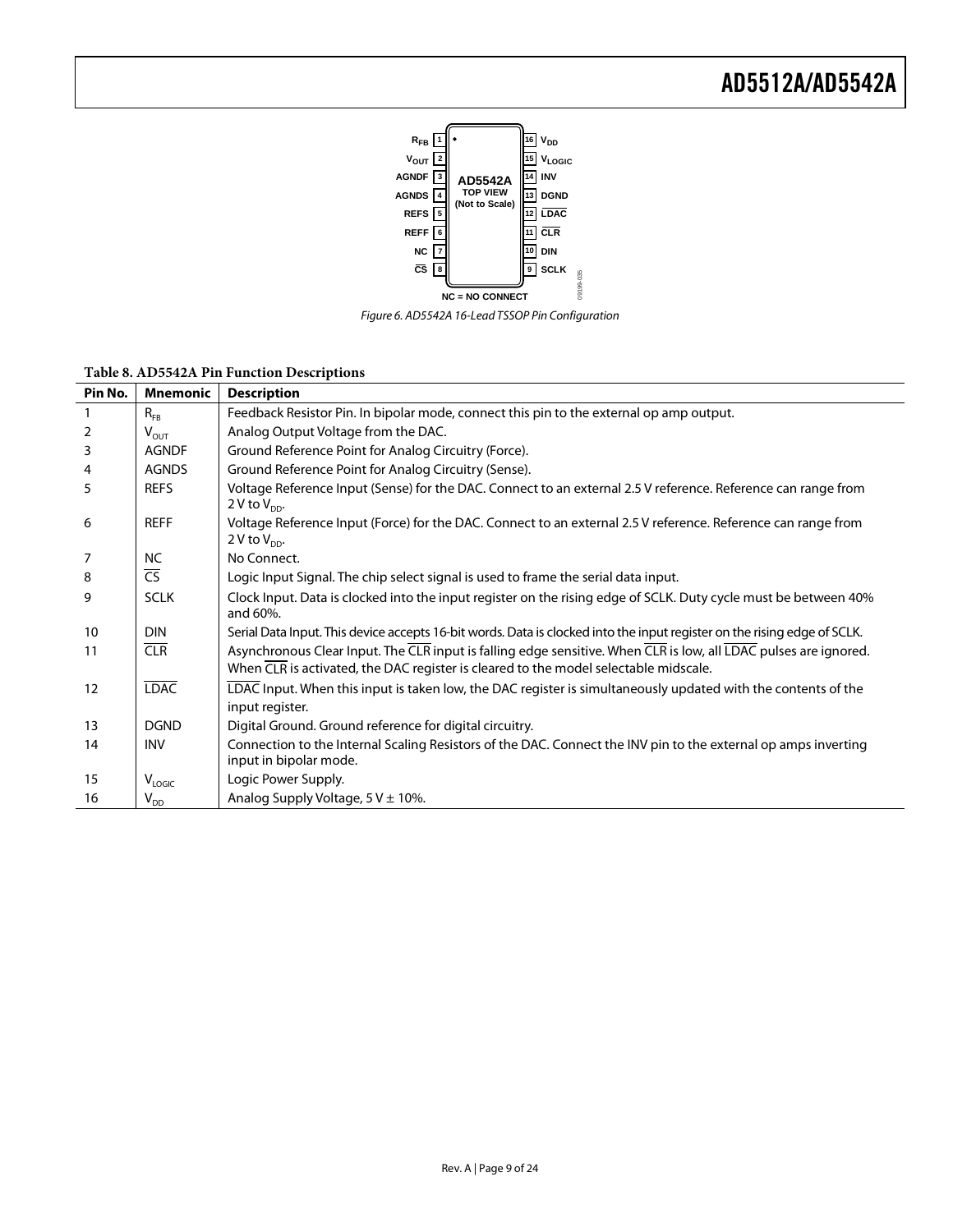Figure 6. AD5542A 16-Lead TSSOP Pin Configuration

**Table 8. AD5542A Pin Function Descriptions**

| Pin No. | Mnemonic | Description |
|---|---|---|
| 1 | $R_{FB}$ | Feedback Resistor Pin. In bipolar mode, connect this pin to the external op amp output. |
| 2 | $V_{OUT}$ | Analog Output Voltage from the DAC. |
| 3 | AGNDF | Ground Reference Point for Analog Circuitry (Force). |
| 4 | AGNDS | Ground Reference Point for Analog Circuitry (Sense). |
| 5 | REFS | Voltage Reference Input (Sense) for the DAC. Connect to an external 2.5 V reference. Reference can range from 2 V to $V_{DD}$. |
| 6 | REFF | Voltage Reference Input (Force) for the DAC. Connect to an external 2.5 V reference. Reference can range from 2 V to $V_{DD}$. |
| 7 | NC | No Connect. |
| 8 | $\overline{CS}$ | Logic Input Signal. The chip select signal is used to frame the serial data input. |
| 9 | SCLK | Clock Input. Data is clocked into the input register on the rising edge of SCLK. Duty cycle must be between 40% and 60%. |
| 10 | DIN | Serial Data Input. This device accepts 16-bit words. Data is clocked into the input register on the rising edge of SCLK. |
| 11 | $\overline{CLR}$ | Asynchronous Clear Input. The $\overline{CLR}$ input is falling edge sensitive. When $\overline{CLR}$ is low, all $\overline{LDAC}$ pulses are ignored. When $\overline{CLR}$ is activated, the DAC register is cleared to the model selectable midscale. |
| 12 | $\overline{LDAC}$ | $\overline{LDAC}$ Input. When this input is taken low, the DAC register is simultaneously updated with the contents of the input register. |
| 13 | DGND | Digital Ground. Ground reference for digital circuitry. |
| 14 | INV | Connection to the Internal Scaling Resistors of the DAC. Connect the INV pin to the external op amps inverting input in bipolar mode. |
| 15 | $V_{LOGIC}$ | Logic Power Supply. |
| 16 | $V_{DD}$ | Analog Supply Voltage, 5 V ± 10%. |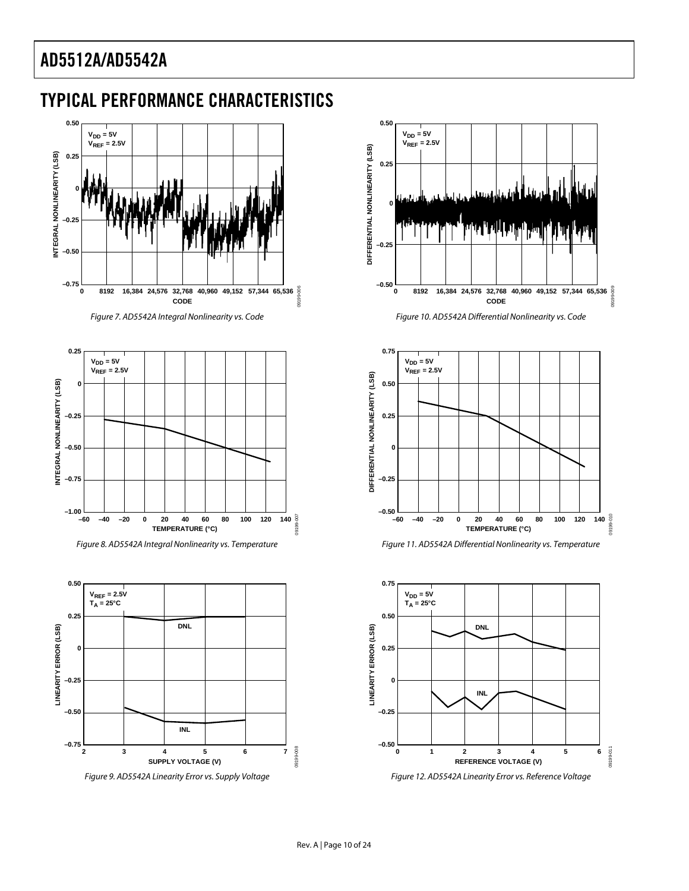## TYPICAL PERFORMANCE CHARACTERISTICS

Figure 7. AD5542A Integral Nonlinearity vs. Code

Figure 8. AD5542A Integral Nonlinearity vs. Temperature

Figure 9. AD5542A Linearity Error vs. Supply Voltage

Figure 10. AD5542A Differential Nonlinearity vs. Code

Figure 11. AD5542A Differential Nonlinearity vs. Temperature

Figure 12. AD5542A Linearity Error vs. Reference Voltage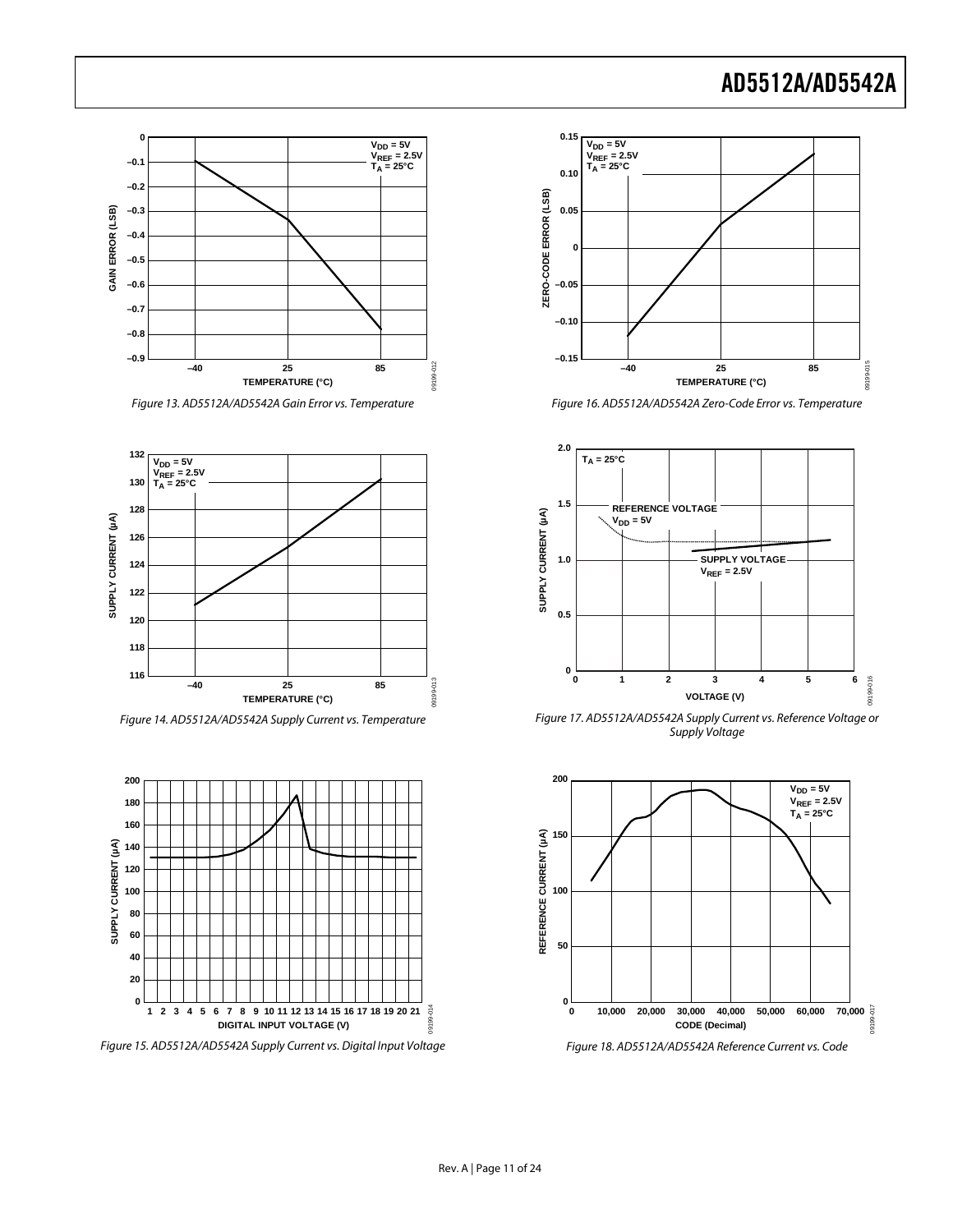Figure 13. AD5512A/AD5542A Gain Error vs. Temperature

Figure 14. AD5512A/AD5542A Supply Current vs. Temperature

Figure 15. AD5512A/AD5542A Supply Current vs. Digital Input Voltage

Figure 16. AD5512A/AD5542A Zero-Code Error vs. Temperature

Figure 17. AD5512A/AD5542A Supply Current vs. Reference Voltage or Supply Voltage

Figure 18. AD5512A/AD5542A Reference Current vs. Code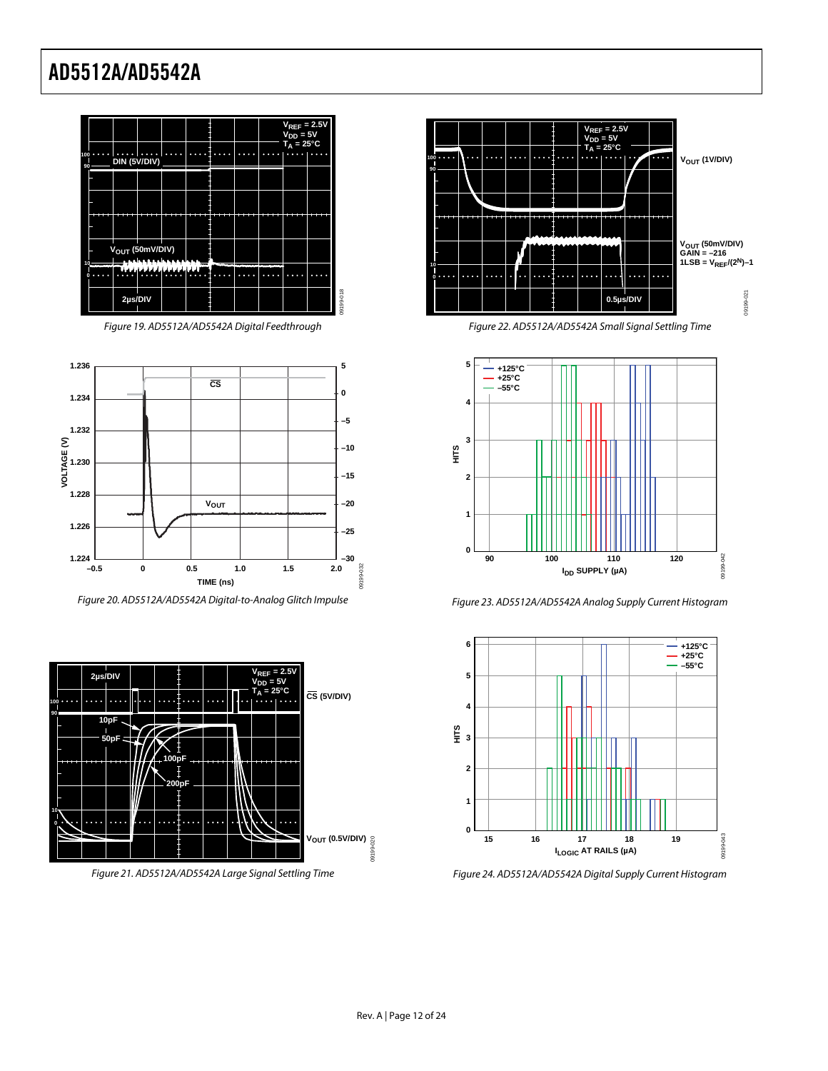Figure 19. AD5512A/AD5542A Digital Feedthrough

Figure 20. AD5512A/AD5542A Digital-to-Analog Glitch Impulse

Figure 21. AD5512A/AD5542A Large Signal Settling Time

Figure 22. AD5512A/AD5542A Small Signal Settling Time

Figure 23. AD5512A/AD5542A Analog Supply Current Histogram

Figure 24. AD5512A/AD5542A Digital Supply Current Histogram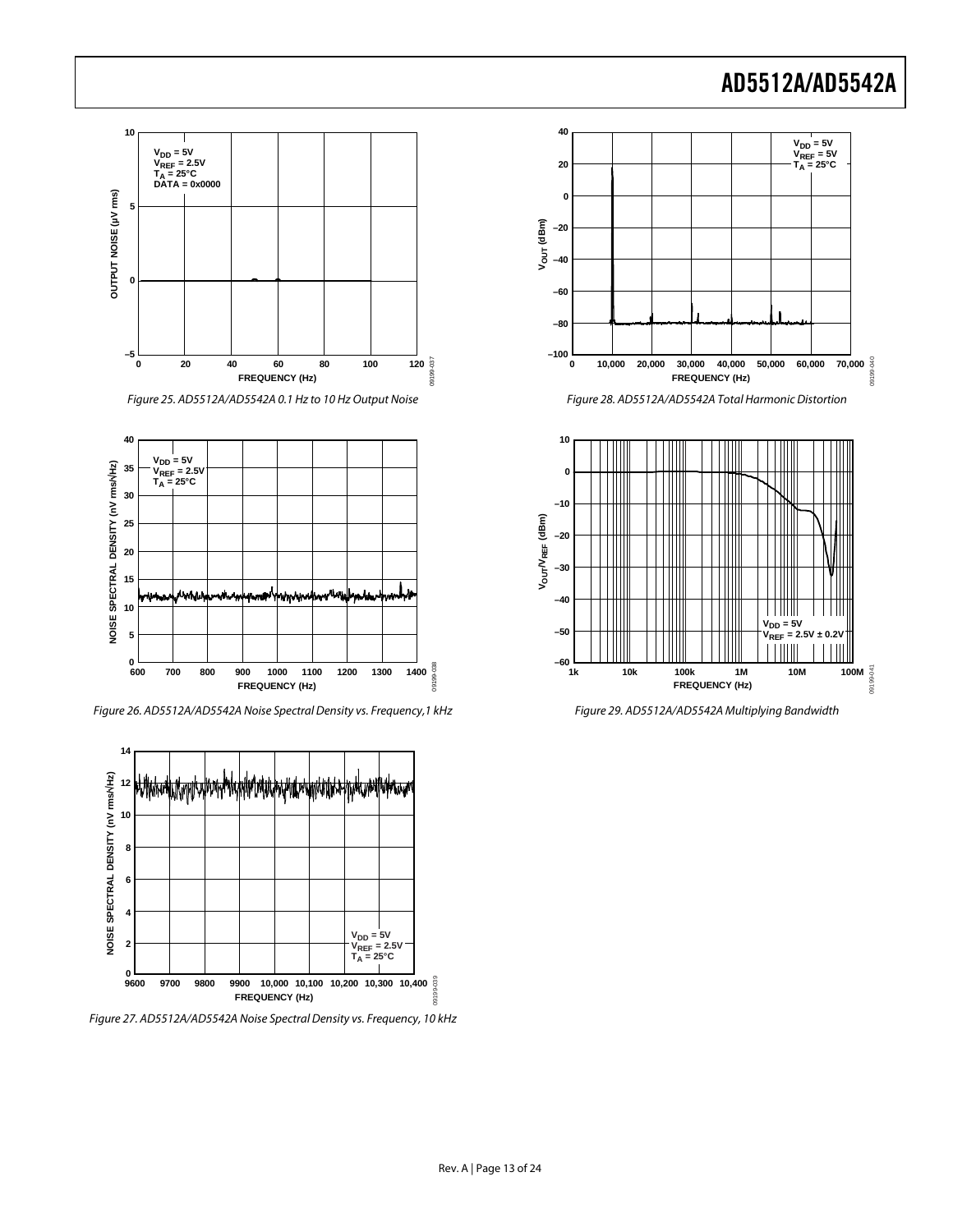Figure 25. AD5512A/AD5542A 0.1 Hz to 10 Hz Output Noise

Figure 26. AD5512A/AD5542A Noise Spectral Density vs. Frequency,1 kHz

Figure 27. AD5512A/AD5542A Noise Spectral Density vs. Frequency, 10 kHz

Figure 28. AD5512A/AD5542A Total Harmonic Distortion

Figure 29. AD5512A/AD5542A Multiplying Bandwidth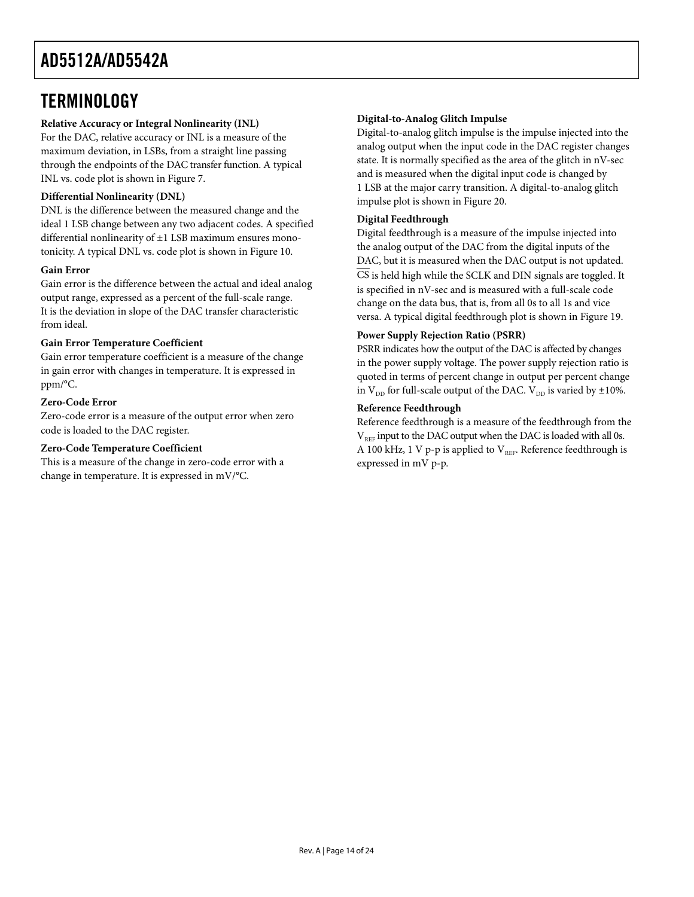# TERMINOLOGY

**Relative Accuracy or Integral Nonlinearity (INL)**

For the DAC, relative accuracy or INL is a measure of the maximum deviation, in LSBs, from a straight line passing through the endpoints of the DAC transfer function. A typical INL vs. code plot is shown in Figure 7.

**Differential Nonlinearity (DNL)**

DNL is the difference between the measured change and the ideal 1 LSB change between any two adjacent codes. A specified differential nonlinearity of ±1 LSB maximum ensures monotonicity. A typical DNL vs. code plot is shown in Figure 10.

**Gain Error**

Gain error is the difference between the actual and ideal analog output range, expressed as a percent of the full-scale range. It is the deviation in slope of the DAC transfer characteristic from ideal.

**Gain Error Temperature Coefficient**

Gain error temperature coefficient is a measure of the change in gain error with changes in temperature. It is expressed in ppm/°C.

**Zero-Code Error**

Zero-code error is a measure of the output error when zero code is loaded to the DAC register.

**Zero-Code Temperature Coefficient**

This is a measure of the change in zero-code error with a change in temperature. It is expressed in mV/°C.

**Digital-to-Analog Glitch Impulse**

Digital-to-analog glitch impulse is the impulse injected into the analog output when the input code in the DAC register changes state. It is normally specified as the area of the glitch in nV-sec and is measured when the digital input code is changed by 1 LSB at the major carry transition. A digital-to-analog glitch impulse plot is shown in Figure 20.

**Digital Feedthrough**

Digital feedthrough is a measure of the impulse injected into the analog output of the DAC from the digital inputs of the DAC, but it is measured when the DAC output is not updated. $\overline{CS}$ is held high while the SCLK and DIN signals are toggled. It is specified in nV-sec and is measured with a full-scale code change on the data bus, that is, from all 0s to all 1s and vice versa. A typical digital feedthrough plot is shown in Figure 19.

**Power Supply Rejection Ratio (PSRR)**

PSRR indicates how the output of the DAC is affected by changes in the power supply voltage. The power supply rejection ratio is quoted in terms of percent change in output per percent change in $V_{DD}$ for full-scale output of the DAC. $V_{DD}$ is varied by ±10%.

**Reference Feedthrough**

Reference feedthrough is a measure of the feedthrough from the $V_{REF}$ input to the DAC output when the DAC is loaded with all 0s. A 100 kHz, 1 V p-p is applied to $V_{REF}$. Reference feedthrough is expressed in mV p-p.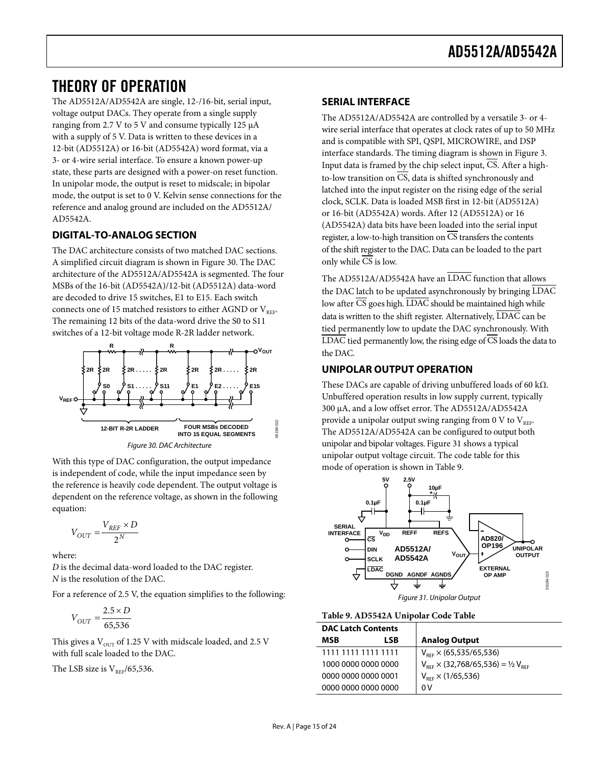# THEORY OF OPERATION

The AD5512A/AD5542A are single, 12-/16-bit, serial input, voltage output DACs. They operate from a single supply ranging from 2.7 V to 5 V and consume typically 125 μA with a supply of 5 V. Data is written to these devices in a 12-bit (AD5512A) or 16-bit (AD5542A) word format, via a 3- or 4-wire serial interface. To ensure a known power-up state, these parts are designed with a power-on reset function. In unipolar mode, the output is reset to midscale; in bipolar mode, the output is set to 0 V. Kelvin sense connections for the reference and analog ground are included on the AD5512A/AD5542A.

## DIGITAL-TO-ANALOG SECTION

The DAC architecture consists of two matched DAC sections. A simplified circuit diagram is shown in Figure 30. The DAC architecture of the AD5512A/AD5542A is segmented. The four MSBs of the 16-bit (AD5542A)/12-bit (AD5512A) data-word are decoded to drive 15 switches, E1 to E15. Each switch connects one of 15 matched resistors to either AGND or $V_{REF}$. The remaining 12 bits of the data-word drive the S0 to S11 switches of a 12-bit voltage mode R-2R ladder network.

Figure 30. DAC Architecture

With this type of DAC configuration, the output impedance is independent of code, while the input impedance seen by the reference is heavily code dependent. The output voltage is dependent on the reference voltage, as shown in the following equation:

$$V_{OUT} = \frac{V_{REF} \times D}{2^N}$$

where:

*D* is the decimal data-word loaded to the DAC register.
*N* is the resolution of the DAC.

For a reference of 2.5 V, the equation simplifies to the following:

$$V_{OUT} = \frac{2.5 \times D}{65{,}536}$$

This gives a $V_{OUT}$ of 1.25 V with midscale loaded, and 2.5 V with full scale loaded to the DAC.

The LSB size is $V_{REF}$/65,536.

## SERIAL INTERFACE

The AD5512A/AD5542A are controlled by a versatile 3- or 4-wire serial interface that operates at clock rates of up to 50 MHz and is compatible with SPI, QSPI, MICROWIRE, and DSP interface standards. The timing diagram is shown in Figure 3. Input data is framed by the chip select input, $\overline{CS}$. After a high-to-low transition on $\overline{CS}$, data is shifted synchronously and latched into the input register on the rising edge of the serial clock, SCLK. Data is loaded MSB first in 12-bit (AD5512A) or 16-bit (AD5542A) words. After 12 (AD5512A) or 16 (AD5542A) data bits have been loaded into the serial input register, a low-to-high transition on $\overline{CS}$ transfers the contents of the shift register to the DAC. Data can be loaded to the part only while $\overline{CS}$ is low.

The AD5512A/AD5542A have an $\overline{LDAC}$ function that allows the DAC latch to be updated asynchronously by bringing $\overline{LDAC}$ low after $\overline{CS}$ goes high. $\overline{LDAC}$ should be maintained high while data is written to the shift register. Alternatively, $\overline{LDAC}$ can be tied permanently low to update the DAC synchronously. With $\overline{LDAC}$ tied permanently low, the rising edge of $\overline{CS}$ loads the data to the DAC.

## UNIPOLAR OUTPUT OPERATION

These DACs are capable of driving unbuffered loads of 60 kΩ. Unbuffered operation results in low supply current, typically 300 μA, and a low offset error. The AD5512A/AD5542A provide a unipolar output swing ranging from 0 V to $V_{REF}$. The AD5512A/AD5542A can be configured to output both unipolar and bipolar voltages. Figure 31 shows a typical unipolar output voltage circuit. The code table for this mode of operation is shown in Table 9.

Figure 31. Unipolar Output

**Table 9. AD5542A Unipolar Code Table**

| DAC Latch Contents (MSB … LSB) | Analog Output |
|---|---|
| 1111 1111 1111 1111 | $V_{REF} \times (65{,}535/65{,}536)$ |
| 1000 0000 0000 0000 | $V_{REF} \times (32{,}768/65{,}536) = ½ V_{REF}$ |
| 0000 0000 0000 0001 | $V_{REF} \times (1/65{,}536)$ |
| 0000 0000 0000 0000 | 0 V |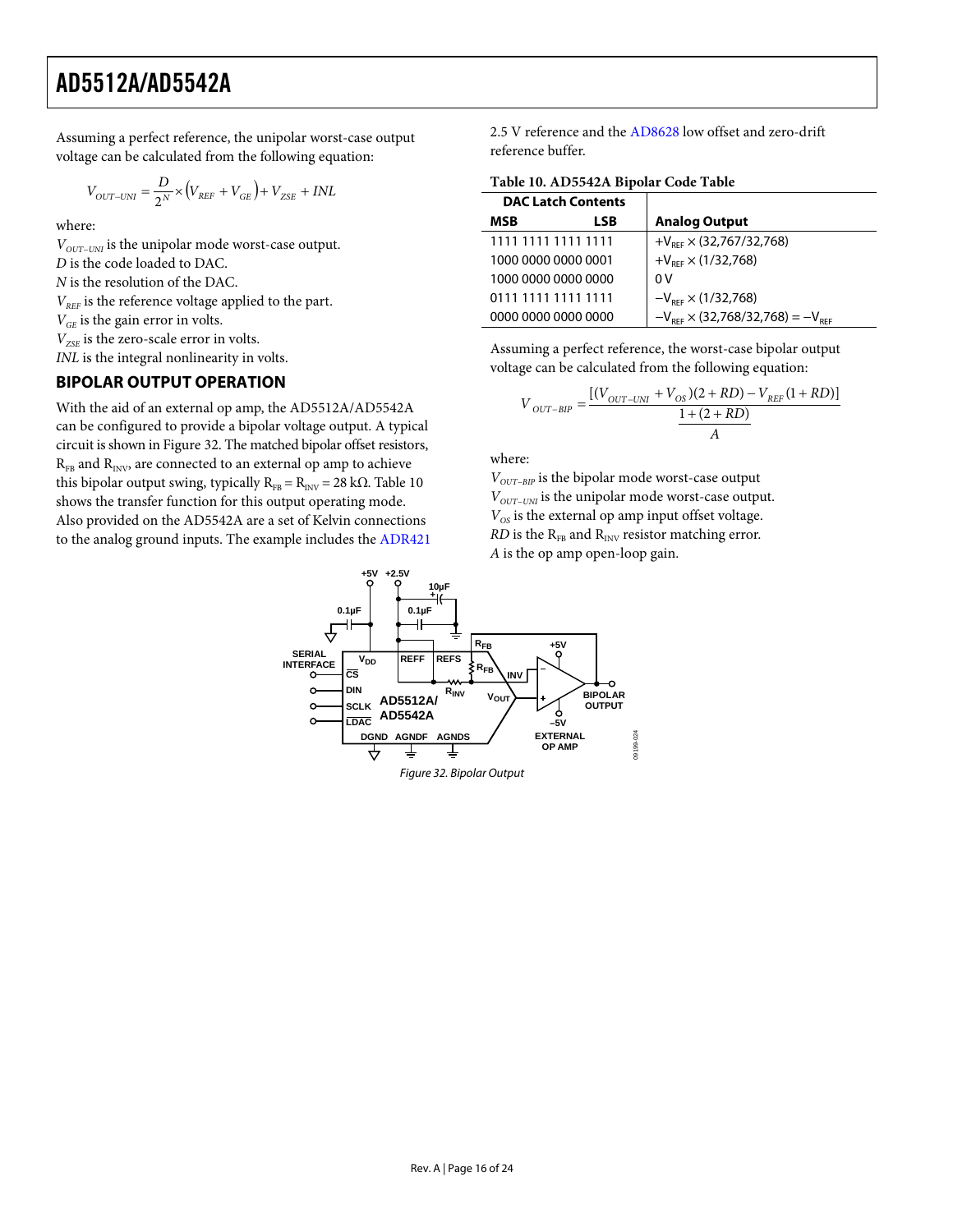Assuming a perfect reference, the unipolar worst-case output voltage can be calculated from the following equation:

$$V_{OUT-UNI} = \frac{D}{2^N} \times (V_{REF} + V_{GE}) + V_{ZSE} + INL$$

where:
$V_{OUT-UNI}$ is the unipolar mode worst-case output.
$D$ is the code loaded to DAC.
$N$ is the resolution of the DAC.
$V_{REF}$ is the reference voltage applied to the part.
$V_{GE}$ is the gain error in volts.
$V_{ZSE}$ is the zero-scale error in volts.
$INL$ is the integral nonlinearity in volts.

## BIPOLAR OUTPUT OPERATION

With the aid of an external op amp, the AD5512A/AD5542A can be configured to provide a bipolar voltage output. A typical circuit is shown in Figure 32. The matched bipolar offset resistors, $R_{FB}$ and $R_{INV}$, are connected to an external op amp to achieve this bipolar output swing, typically $R_{FB} = R_{INV} = 28\ k\Omega$. Table 10 shows the transfer function for this output operating mode. Also provided on the AD5542A are a set of Kelvin connections to the analog ground inputs. The example includes the ADR421 2.5 V reference and the AD8628 low offset and zero-drift reference buffer.

**Table 10. AD5542A Bipolar Code Table**

| DAC Latch Contents MSB ... LSB | Analog Output |
|---|---|
| 1111 1111 1111 1111 | $+V_{REF} \times (32{,}767/32{,}768)$ |
| 1000 0000 0000 0001 | $+V_{REF} \times (1/32{,}768)$ |
| 1000 0000 0000 0000 | 0 V |
| 0111 1111 1111 1111 | $-V_{REF} \times (1/32{,}768)$ |
| 0000 0000 0000 0000 | $-V_{REF} \times (32{,}768/32{,}768) = -V_{REF}$ |

Assuming a perfect reference, the worst-case bipolar output voltage can be calculated from the following equation:

$$V_{OUT-BIP} = \frac{[(V_{OUT-UNI} + V_{OS})(2 + RD) - V_{REF}(1 + RD)]}{1 + \frac{(2 + RD)}{A}}$$

where:
$V_{OUT-BIP}$ is the bipolar mode worst-case output
$V_{OUT-UNI}$ is the unipolar mode worst-case output.
$V_{OS}$ is the external op amp input offset voltage.
$RD$ is the $R_{FB}$ and $R_{INV}$ resistor matching error.
$A$ is the op amp open-loop gain.

Figure 32. Bipolar Output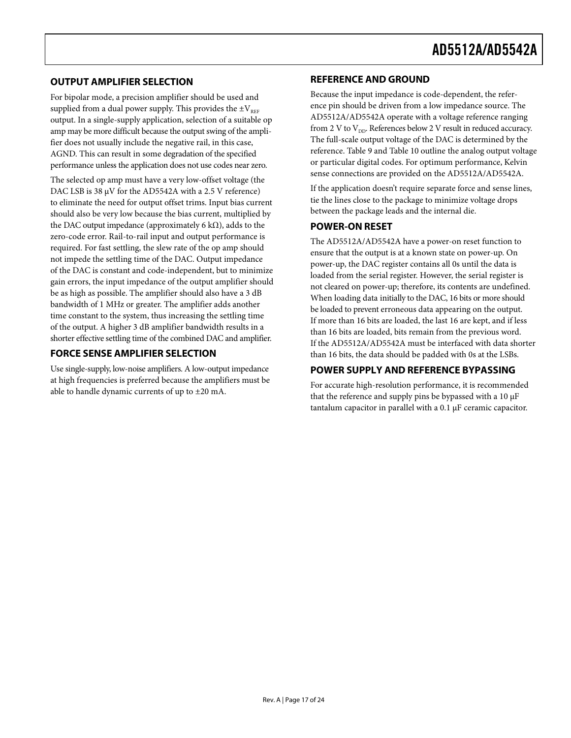## OUTPUT AMPLIFIER SELECTION

For bipolar mode, a precision amplifier should be used and supplied from a dual power supply. This provides the $\pm V_{REF}$ output. In a single-supply application, selection of a suitable op amp may be more difficult because the output swing of the amplifier does not usually include the negative rail, in this case, AGND. This can result in some degradation of the specified performance unless the application does not use codes near zero.

The selected op amp must have a very low-offset voltage (the DAC LSB is 38 μV for the AD5542A with a 2.5 V reference) to eliminate the need for output offset trims. Input bias current should also be very low because the bias current, multiplied by the DAC output impedance (approximately 6 kΩ), adds to the zero-code error. Rail-to-rail input and output performance is required. For fast settling, the slew rate of the op amp should not impede the settling time of the DAC. Output impedance of the DAC is constant and code-independent, but to minimize gain errors, the input impedance of the output amplifier should be as high as possible. The amplifier should also have a 3 dB bandwidth of 1 MHz or greater. The amplifier adds another time constant to the system, thus increasing the settling time of the output. A higher 3 dB amplifier bandwidth results in a shorter effective settling time of the combined DAC and amplifier.

## FORCE SENSE AMPLIFIER SELECTION

Use single-supply, low-noise amplifiers. A low-output impedance at high frequencies is preferred because the amplifiers must be able to handle dynamic currents of up to ±20 mA.

## REFERENCE AND GROUND

Because the input impedance is code-dependent, the reference pin should be driven from a low impedance source. The AD5512A/AD5542A operate with a voltage reference ranging from 2 V to $V_{DD}$. References below 2 V result in reduced accuracy. The full-scale output voltage of the DAC is determined by the reference. Table 9 and Table 10 outline the analog output voltage or particular digital codes. For optimum performance, Kelvin sense connections are provided on the AD5512A/AD5542A.

If the application doesn't require separate force and sense lines, tie the lines close to the package to minimize voltage drops between the package leads and the internal die.

## POWER-ON RESET

The AD5512A/AD5542A have a power-on reset function to ensure that the output is at a known state on power-up. On power-up, the DAC register contains all 0s until the data is loaded from the serial register. However, the serial register is not cleared on power-up; therefore, its contents are undefined. When loading data initially to the DAC, 16 bits or more should be loaded to prevent erroneous data appearing on the output. If more than 16 bits are loaded, the last 16 are kept, and if less than 16 bits are loaded, bits remain from the previous word. If the AD5512A/AD5542A must be interfaced with data shorter than 16 bits, the data should be padded with 0s at the LSBs.

## POWER SUPPLY AND REFERENCE BYPASSING

For accurate high-resolution performance, it is recommended that the reference and supply pins be bypassed with a 10 μF tantalum capacitor in parallel with a 0.1 μF ceramic capacitor.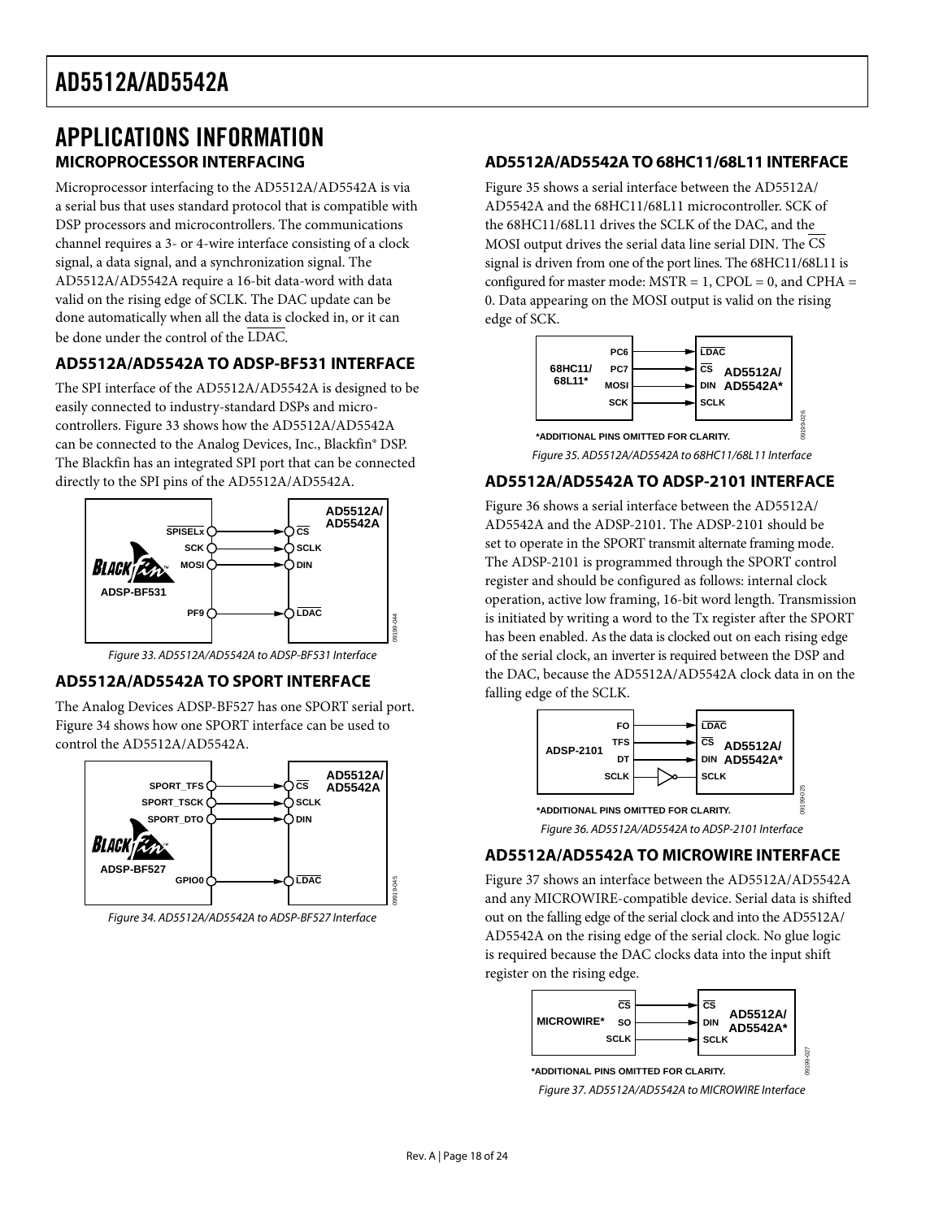# APPLICATIONS INFORMATION

## MICROPROCESSOR INTERFACING

Microprocessor interfacing to the AD5512A/AD5542A is via a serial bus that uses standard protocol that is compatible with DSP processors and microcontrollers. The communications channel requires a 3- or 4-wire interface consisting of a clock signal, a data signal, and a synchronization signal. The AD5512A/AD5542A require a 16-bit data-word with data valid on the rising edge of SCLK. The DAC update can be done automatically when all the data is clocked in, or it can be done under the control of the LDAC.

## AD5512A/AD5542A TO ADSP-BF531 INTERFACE

The SPI interface of the AD5512A/AD5542A is designed to be easily connected to industry-standard DSPs and microcontrollers. Figure 33 shows how the AD5512A/AD5542A can be connected to the Analog Devices, Inc., Blackfin® DSP. The Blackfin has an integrated SPI port that can be connected directly to the SPI pins of the AD5512A/AD5542A.

*Figure 33. AD5512A/AD5542A to ADSP-BF531 Interface*

## AD5512A/AD5542A TO SPORT INTERFACE

The Analog Devices ADSP-BF527 has one SPORT serial port. Figure 34 shows how one SPORT interface can be used to control the AD5512A/AD5542A.

*Figure 34. AD5512A/AD5542A to ADSP-BF527 Interface*

## AD5512A/AD5542A TO 68HC11/68L11 INTERFACE

Figure 35 shows a serial interface between the AD5512A/AD5542A and the 68HC11/68L11 microcontroller. SCK of the 68HC11/68L11 drives the SCLK of the DAC, and the MOSI output drives the serial data line serial DIN. The CS signal is driven from one of the port lines. The 68HC11/68L11 is configured for master mode: MSTR = 1, CPOL = 0, and CPHA = 0. Data appearing on the MOSI output is valid on the rising edge of SCK.

*Figure 35. AD5512A/AD5542A to 68HC11/68L11 Interface*

## AD5512A/AD5542A TO ADSP-2101 INTERFACE

Figure 36 shows a serial interface between the AD5512A/AD5542A and the ADSP-2101. The ADSP-2101 should be set to operate in the SPORT transmit alternate framing mode. The ADSP-2101 is programmed through the SPORT control register and should be configured as follows: internal clock operation, active low framing, 16-bit word length. Transmission is initiated by writing a word to the Tx register after the SPORT has been enabled. As the data is clocked out on each rising edge of the serial clock, an inverter is required between the DSP and the DAC, because the AD5512A/AD5542A clock data in on the falling edge of the SCLK.

*Figure 36. AD5512A/AD5542A to ADSP-2101 Interface*

## AD5512A/AD5542A TO MICROWIRE INTERFACE

Figure 37 shows an interface between the AD5512A/AD5542A and any MICROWIRE-compatible device. Serial data is shifted out on the falling edge of the serial clock and into the AD5512A/AD5542A on the rising edge of the serial clock. No glue logic is required because the DAC clocks data into the input shift register on the rising edge.

*Figure 37. AD5512A/AD5542A to MICROWIRE Interface*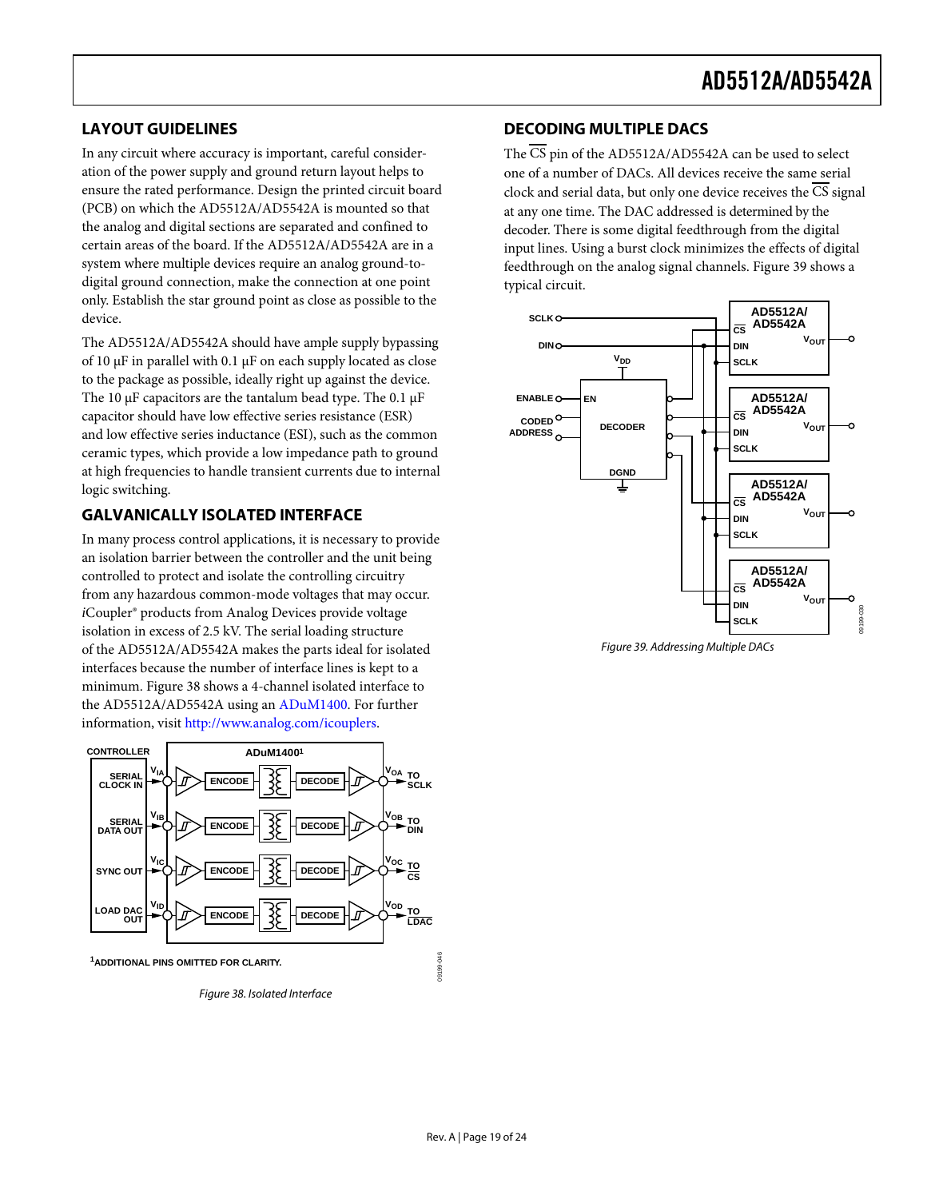## LAYOUT GUIDELINES

In any circuit where accuracy is important, careful consideration of the power supply and ground return layout helps to ensure the rated performance. Design the printed circuit board (PCB) on which the AD5512A/AD5542A is mounted so that the analog and digital sections are separated and confined to certain areas of the board. If the AD5512A/AD5542A are in a system where multiple devices require an analog ground-to-digital ground connection, make the connection at one point only. Establish the star ground point as close as possible to the device.

The AD5512A/AD5542A should have ample supply bypassing of 10 μF in parallel with 0.1 μF on each supply located as close to the package as possible, ideally right up against the device. The 10 μF capacitors are the tantalum bead type. The 0.1 μF capacitor should have low effective series resistance (ESR) and low effective series inductance (ESI), such as the common ceramic types, which provide a low impedance path to ground at high frequencies to handle transient currents due to internal logic switching.

## GALVANICALLY ISOLATED INTERFACE

In many process control applications, it is necessary to provide an isolation barrier between the controller and the unit being controlled to protect and isolate the controlling circuitry from any hazardous common-mode voltages that may occur. *i*Coupler® products from Analog Devices provide voltage isolation in excess of 2.5 kV. The serial loading structure of the AD5512A/AD5542A makes the parts ideal for isolated interfaces because the number of interface lines is kept to a minimum. Figure 38 shows a 4-channel isolated interface to the AD5512A/AD5542A using an ADuM1400. For further information, visit http://www.analog.com/icouplers.

Figure 38. Isolated Interface

## DECODING MULTIPLE DACS

The $\overline{CS}$ pin of the AD5512A/AD5542A can be used to select one of a number of DACs. All devices receive the same serial clock and serial data, but only one device receives the $\overline{CS}$ signal at any one time. The DAC addressed is determined by the decoder. There is some digital feedthrough from the digital input lines. Using a burst clock minimizes the effects of digital feedthrough on the analog signal channels. Figure 39 shows a typical circuit.

Figure 39. Addressing Multiple DACs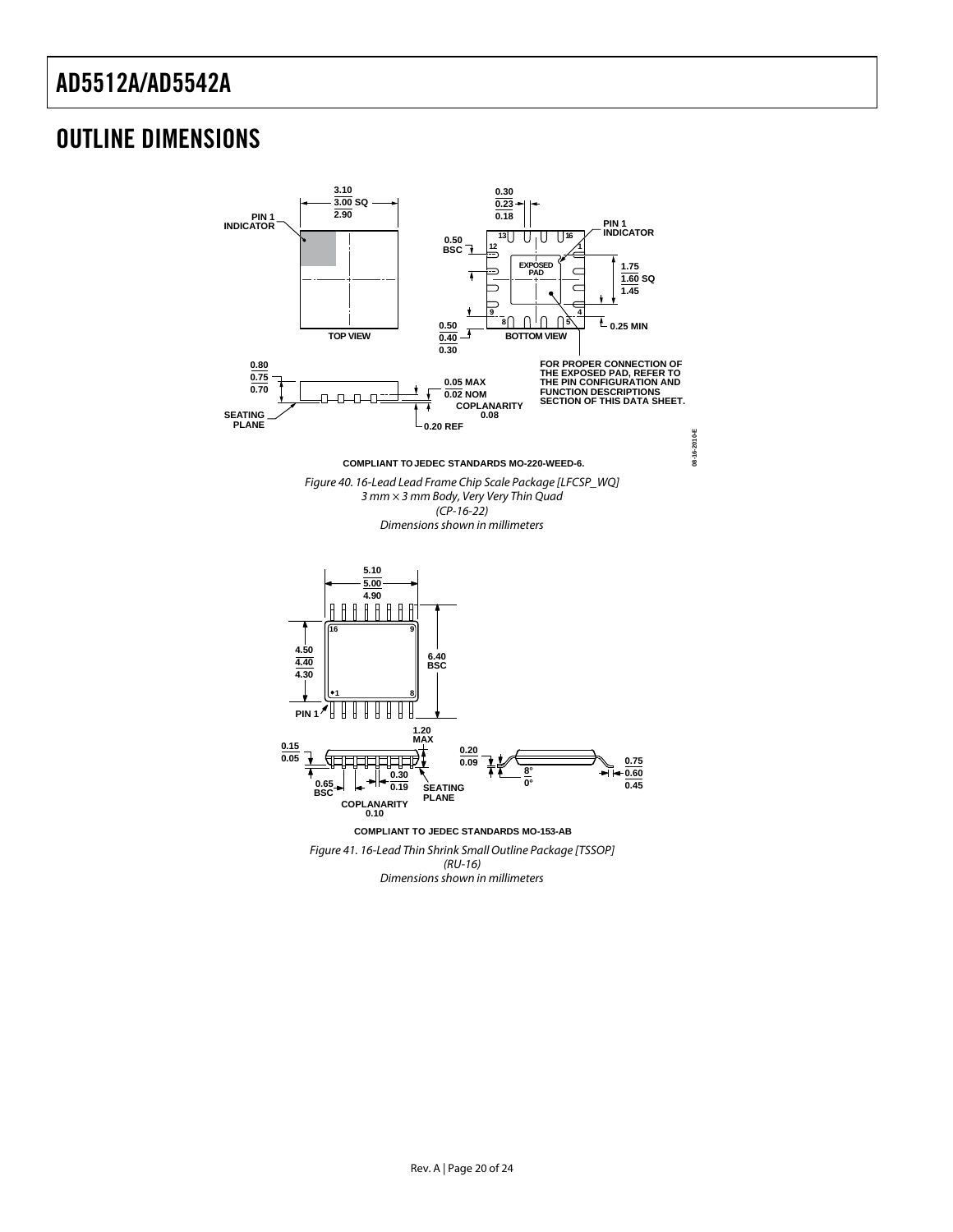# OUTLINE DIMENSIONS

COMPLIANT TO JEDEC STANDARDS MO-220-WEED-6.

*Figure 40. 16-Lead Lead Frame Chip Scale Package [LFCSP_WQ]*
*3 mm × 3 mm Body, Very Very Thin Quad*
*(CP-16-22)*
*Dimensions shown in millimeters*

COMPLIANT TO JEDEC STANDARDS MO-153-AB

*Figure 41. 16-Lead Thin Shrink Small Outline Package [TSSOP]*
*(RU-16)*
*Dimensions shown in millimeters*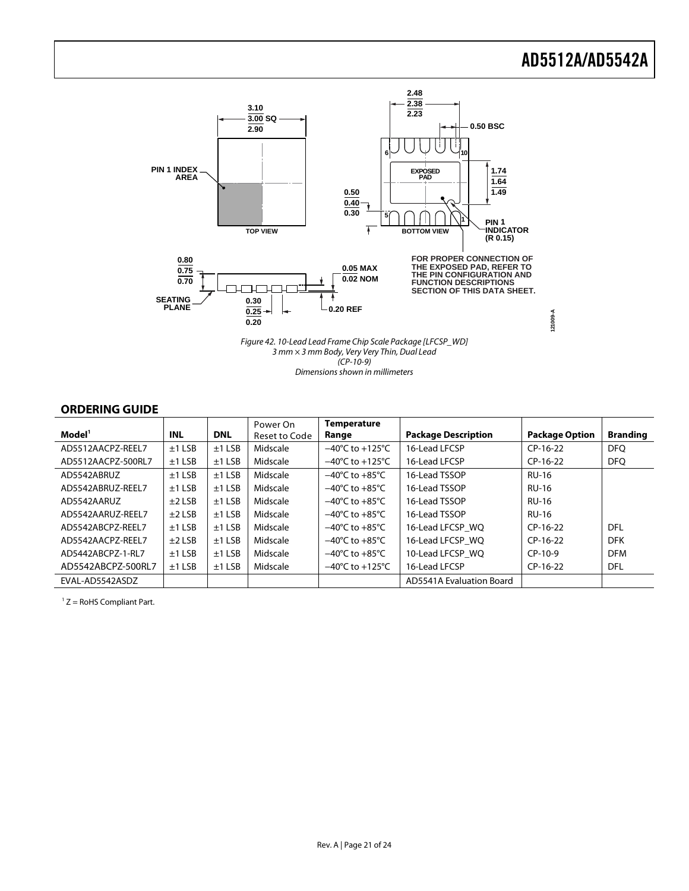Figure 42. 10-Lead Lead Frame Chip Scale Package [LFCSP_WD]
3 mm × 3 mm Body, Very Very Thin, Dual Lead
(CP-10-9)
Dimensions shown in millimeters

## ORDERING GUIDE

| Model[1] | INL | DNL | Power On Reset to Code | Temperature Range | Package Description | Package Option | Branding |
|---|---|---|---|---|---|---|---|
| AD5512AACPZ-REEL7 | ±1 LSB | ±1 LSB | Midscale | −40°C to +125°C | 16-Lead LFCSP | CP-16-22 | DFQ |
| AD5512AACPZ-500RL7 | ±1 LSB | ±1 LSB | Midscale | −40°C to +125°C | 16-Lead LFCSP | CP-16-22 | DFQ |
| AD5542ABRUZ | ±1 LSB | ±1 LSB | Midscale | −40°C to +85°C | 16-Lead TSSOP | RU-16 | |
| AD5542ABRUZ-REEL7 | ±1 LSB | ±1 LSB | Midscale | −40°C to +85°C | 16-Lead TSSOP | RU-16 | |
| AD5542AARUZ | ±2 LSB | ±1 LSB | Midscale | −40°C to +85°C | 16-Lead TSSOP | RU-16 | |
| AD5542AARUZ-REEL7 | ±2 LSB | ±1 LSB | Midscale | −40°C to +85°C | 16-Lead TSSOP | RU-16 | |
| AD5542ABCPZ-REEL7 | ±1 LSB | ±1 LSB | Midscale | −40°C to +85°C | 16-Lead LFCSP_WQ | CP-16-22 | DFL |
| AD5542AACPZ-REEL7 | ±2 LSB | ±1 LSB | Midscale | −40°C to +85°C | 16-Lead LFCSP_WQ | CP-16-22 | DFK |
| AD5442ABCPZ-1-RL7 | ±1 LSB | ±1 LSB | Midscale | −40°C to +85°C | 10-Lead LFCSP_WQ | CP-10-9 | DFM |
| AD5542ABCPZ-500RL7 | ±1 LSB | ±1 LSB | Midscale | −40°C to +125°C | 16-Lead LFCSP | CP-16-22 | DFL |
| EVAL-AD5542ASDZ | | | | | AD5541A Evaluation Board | | |

[1] Z = RoHS Compliant Part.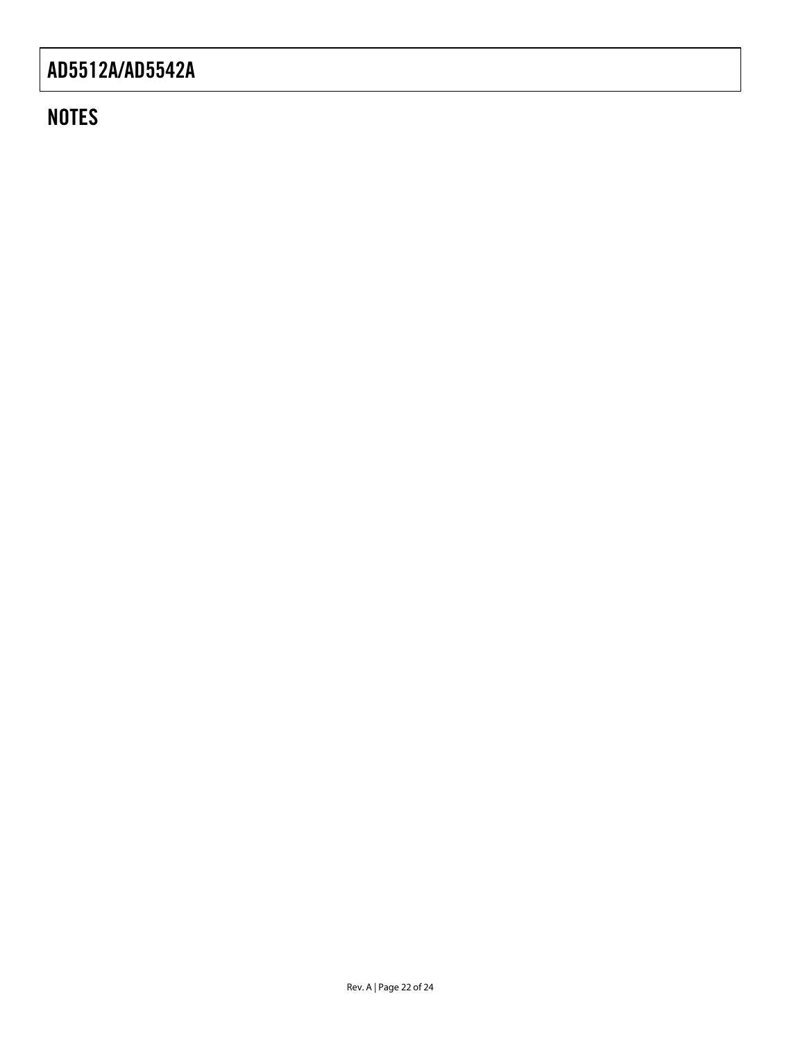## NOTES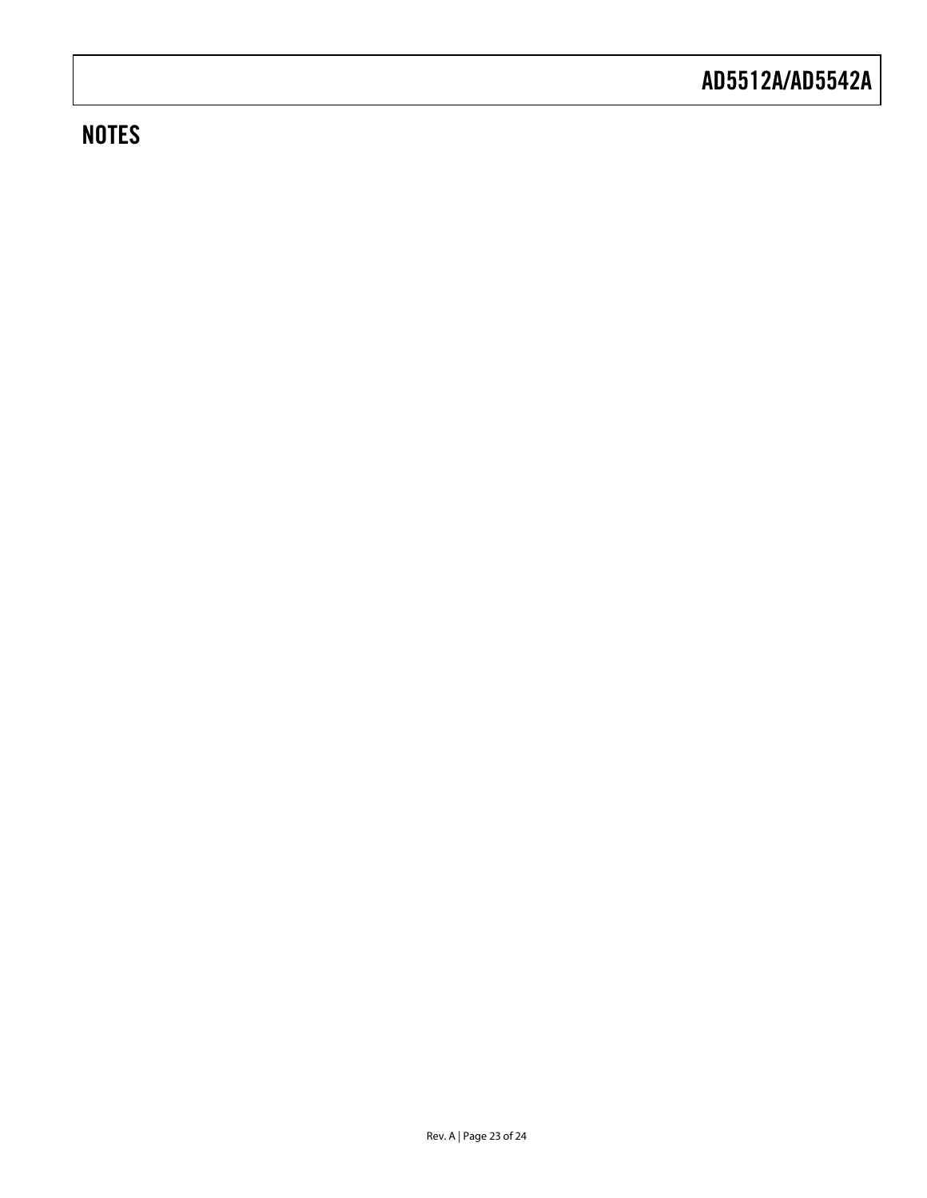## NOTES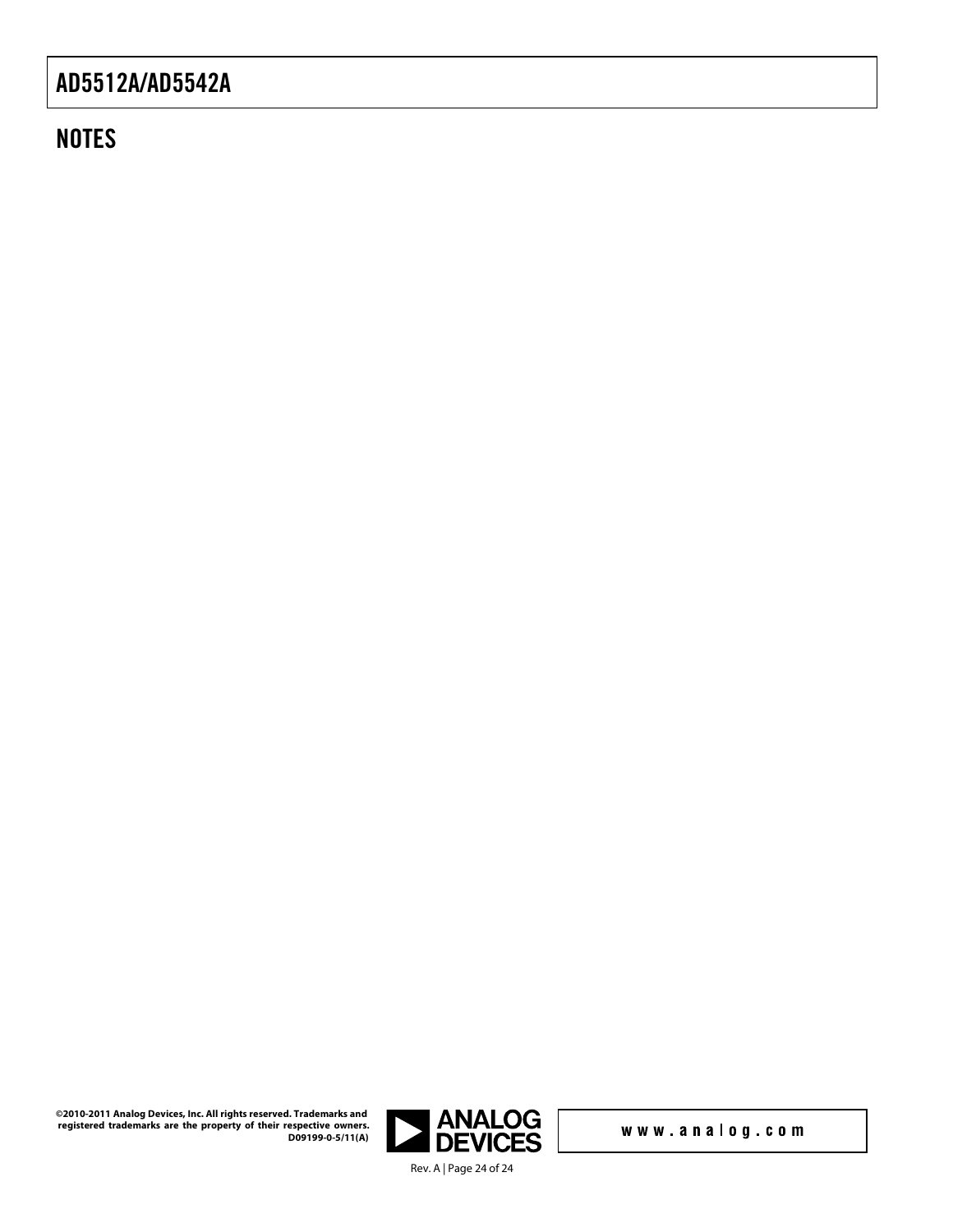## NOTES

©2010-2011 Analog Devices, Inc. All rights reserved. Trademarks and registered trademarks are the property of their respective owners.
D09199-0-5/11(A)

www.analog.com